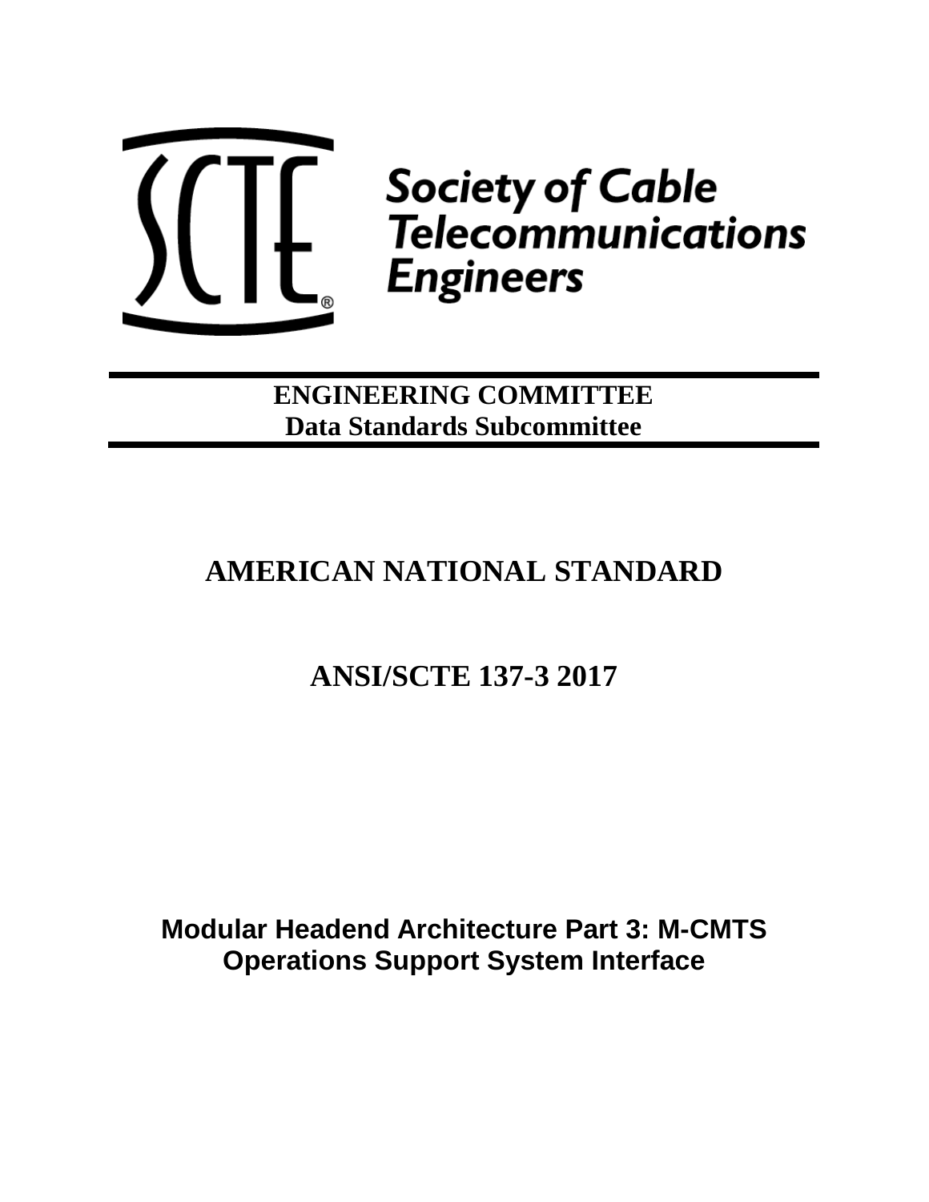Society of Cable Telecommunications Engineers

**ENGINEERING COMMITTEE**
**Data Standards Subcommittee**

# AMERICAN NATIONAL STANDARD

# ANSI/SCTE 137-3 2017

## Modular Headend Architecture Part 3: M-CMTS Operations Support System Interface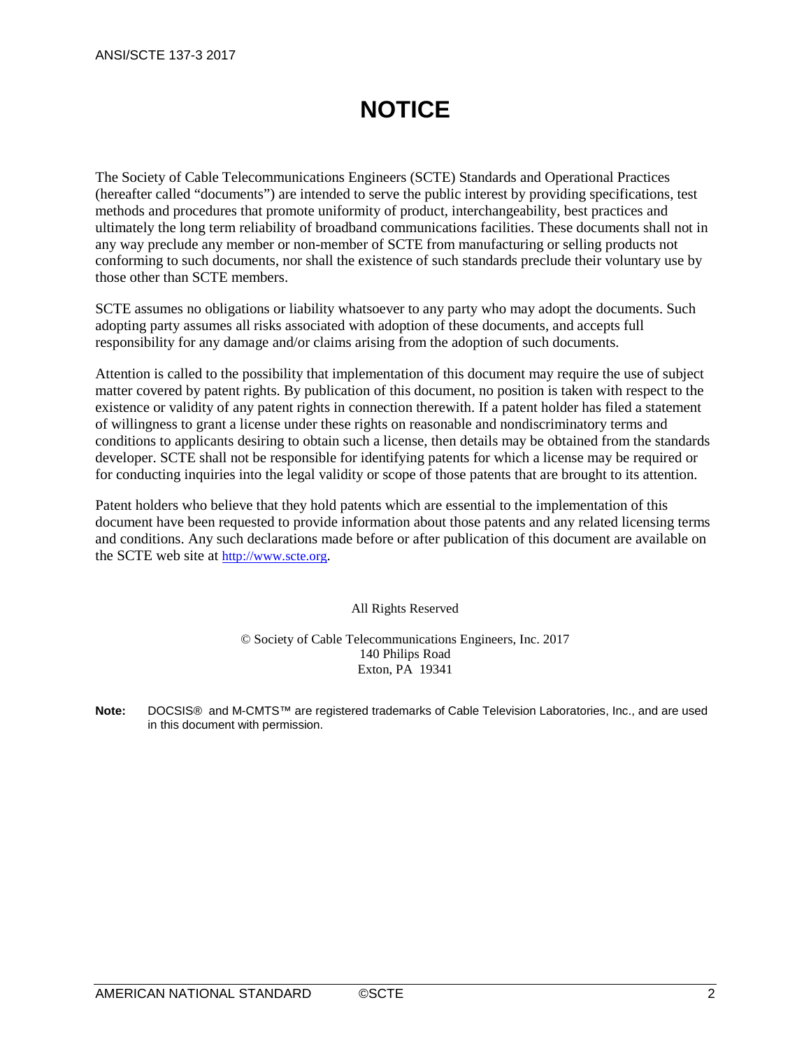# NOTICE

The Society of Cable Telecommunications Engineers (SCTE) Standards and Operational Practices (hereafter called "documents") are intended to serve the public interest by providing specifications, test methods and procedures that promote uniformity of product, interchangeability, best practices and ultimately the long term reliability of broadband communications facilities. These documents shall not in any way preclude any member or non-member of SCTE from manufacturing or selling products not conforming to such documents, nor shall the existence of such standards preclude their voluntary use by those other than SCTE members.

SCTE assumes no obligations or liability whatsoever to any party who may adopt the documents. Such adopting party assumes all risks associated with adoption of these documents, and accepts full responsibility for any damage and/or claims arising from the adoption of such documents.

Attention is called to the possibility that implementation of this document may require the use of subject matter covered by patent rights. By publication of this document, no position is taken with respect to the existence or validity of any patent rights in connection therewith. If a patent holder has filed a statement of willingness to grant a license under these rights on reasonable and nondiscriminatory terms and conditions to applicants desiring to obtain such a license, then details may be obtained from the standards developer. SCTE shall not be responsible for identifying patents for which a license may be required or for conducting inquiries into the legal validity or scope of those patents that are brought to its attention.

Patent holders who believe that they hold patents which are essential to the implementation of this document have been requested to provide information about those patents and any related licensing terms and conditions. Any such declarations made before or after publication of this document are available on the SCTE web site at http://www.scte.org.

All Rights Reserved

© Society of Cable Telecommunications Engineers, Inc. 2017
140 Philips Road
Exton, PA 19341

**Note:** DOCSIS® and M-CMTS™ are registered trademarks of Cable Television Laboratories, Inc., and are used in this document with permission.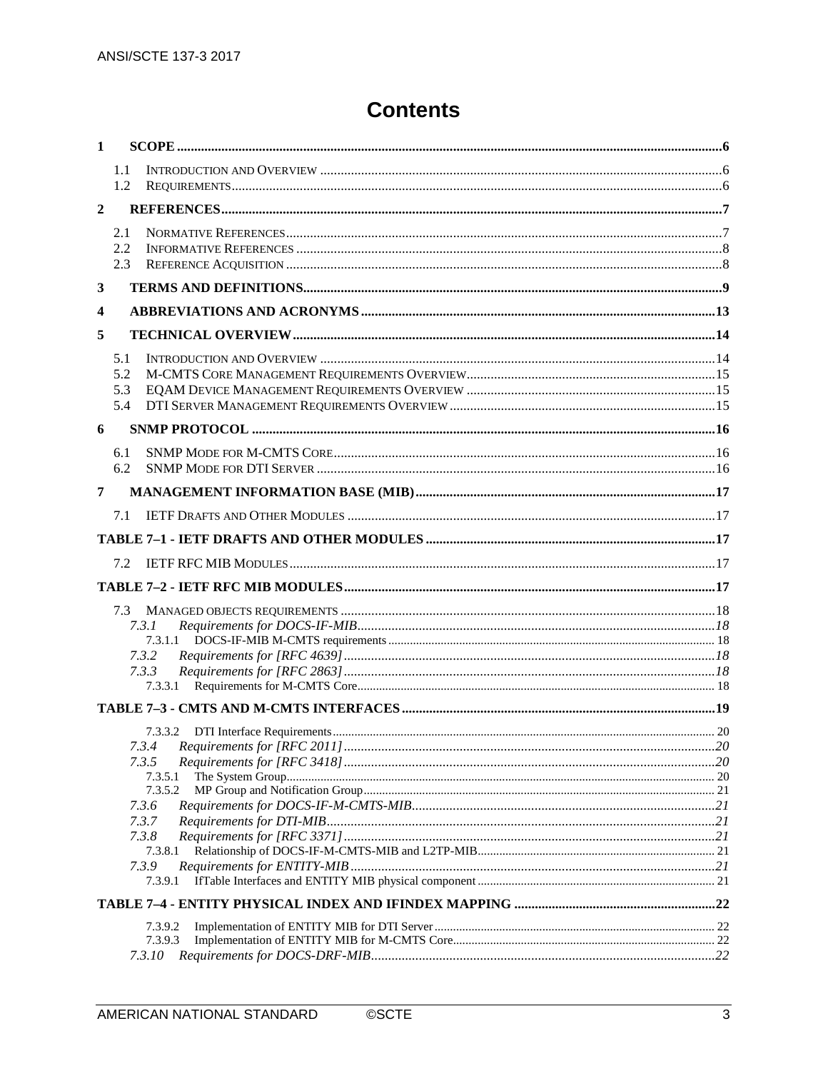# Contents

1 SCOPE ... 6

- 1.1 Introduction and Overview ... 6
- 1.2 Requirements ... 6

2 REFERENCES ... 7

- 2.1 Normative References ... 7
- 2.2 Informative References ... 8
- 2.3 Reference Acquisition ... 8

3 TERMS AND DEFINITIONS ... 9

4 ABBREVIATIONS AND ACRONYMS ... 13

5 TECHNICAL OVERVIEW ... 14

- 5.1 Introduction and Overview ... 14
- 5.2 M-CMTS Core Management Requirements Overview ... 15
- 5.3 EQAM Device Management Requirements Overview ... 15
- 5.4 DTI Server Management Requirements Overview ... 15

6 SNMP PROTOCOL ... 16

- 6.1 SNMP Mode for M-CMTS Core ... 16
- 6.2 SNMP Mode for DTI Server ... 16

7 MANAGEMENT INFORMATION BASE (MIB) ... 17

- 7.1 IETF Drafts and Other Modules ... 17

TABLE 7–1 - IETF DRAFTS AND OTHER MODULES ... 17

- 7.2 IETF RFC MIB Modules ... 17

TABLE 7–2 - IETF RFC MIB MODULES ... 17

- 7.3 Managed objects requirements ... 18
  - *7.3.1 Requirements for DOCS-IF-MIB* ... 18
    - 7.3.1.1 DOCS-IF-MIB M-CMTS requirements ... 18
  - *7.3.2 Requirements for [RFC 4639]* ... 18
  - *7.3.3 Requirements for [RFC 2863]* ... 18
    - 7.3.3.1 Requirements for M-CMTS Core ... 18

TABLE 7–3 - CMTS AND M-CMTS INTERFACES ... 19

- 7.3.3.2 DTI Interface Requirements ... 20
- *7.3.4 Requirements for [RFC 2011]* ... 20
- *7.3.5 Requirements for [RFC 3418]* ... 20
  - 7.3.5.1 The System Group ... 20
  - 7.3.5.2 MP Group and Notification Group ... 21
- *7.3.6 Requirements for DOCS-IF-M-CMTS-MIB* ... 21
- *7.3.7 Requirements for DTI-MIB* ... 21
- *7.3.8 Requirements for [RFC 3371]* ... 21
  - 7.3.8.1 Relationship of DOCS-IF-M-CMTS-MIB and L2TP-MIB ... 21
- *7.3.9 Requirements for ENTITY-MIB* ... 21
  - 7.3.9.1 IfTable Interfaces and ENTITY MIB physical component ... 21

TABLE 7–4 - ENTITY PHYSICAL INDEX AND IFINDEX MAPPING ... 22

- 7.3.9.2 Implementation of ENTITY MIB for DTI Server ... 22
- 7.3.9.3 Implementation of ENTITY MIB for M-CMTS Core ... 22
- *7.3.10 Requirements for DOCS-DRF-MIB* ... 22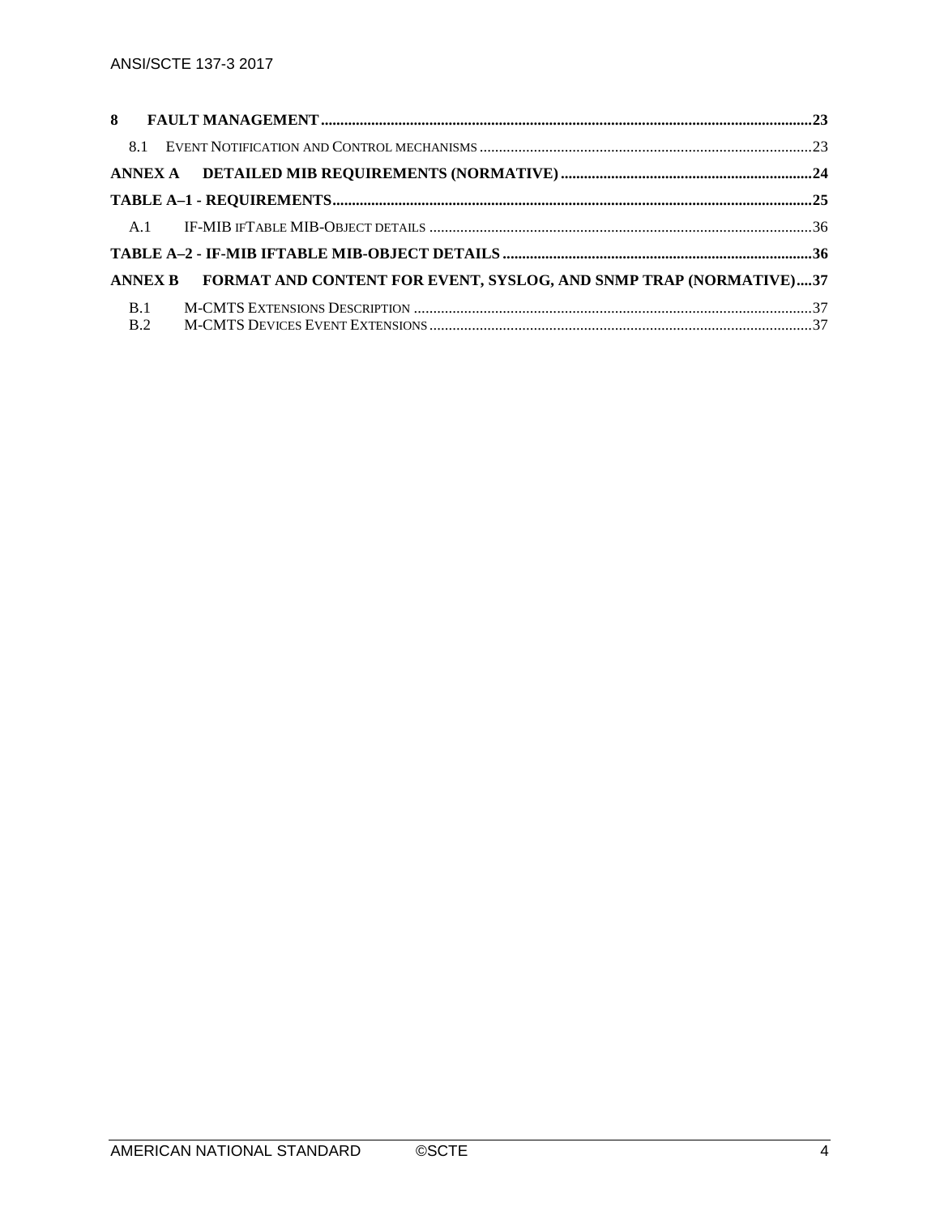**8 FAULT MANAGEMENT .......................................................................................................................................23**

8.1 EVENT NOTIFICATION AND CONTROL MECHANISMS ....................................................................................23

**ANNEX A DETAILED MIB REQUIREMENTS (NORMATIVE) ..................................................................24**

**TABLE A–1 - REQUIREMENTS...........................................................................................................................25**

A.1 IF-MIB IFTABLE MIB-OBJECT DETAILS ..................................................................................................36

**TABLE A–2 - IF-MIB IFTABLE MIB-OBJECT DETAILS ................................................................................36**

**ANNEX B FORMAT AND CONTENT FOR EVENT, SYSLOG, AND SNMP TRAP (NORMATIVE)....37**

B.1 M-CMTS EXTENSIONS DESCRIPTION ......................................................................................................37

B.2 M-CMTS DEVICES EVENT EXTENSIONS ..................................................................................................37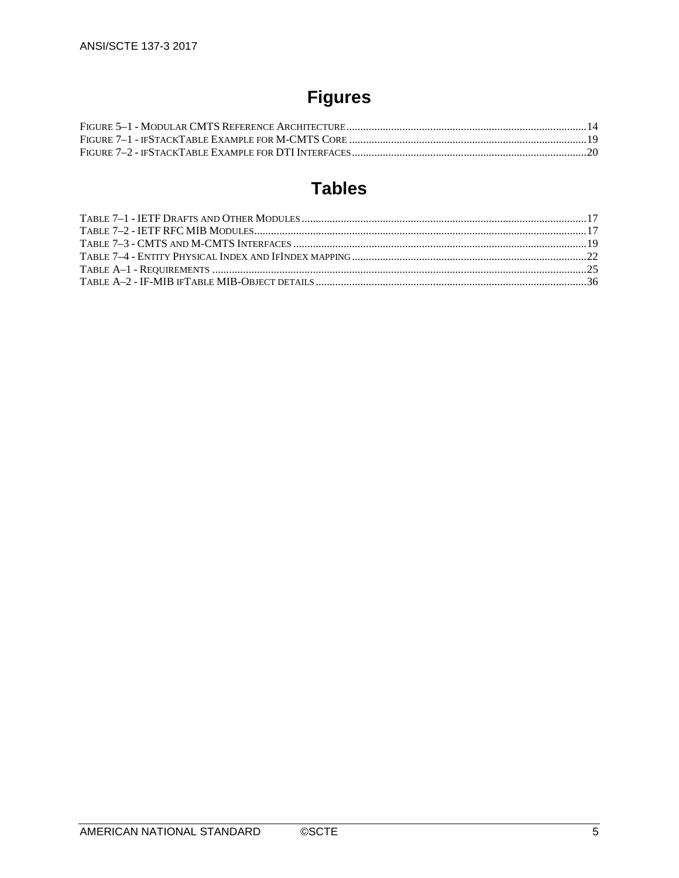# Figures

FIGURE 5–1 - MODULAR CMTS REFERENCE ARCHITECTURE ........................................................................................ 14
FIGURE 7–1 - IFSTACKTABLE EXAMPLE FOR M-CMTS CORE ...................................................................................... 19
FIGURE 7–2 - IFSTACKTABLE EXAMPLE FOR DTI INTERFACES ..................................................................................... 20

# Tables

TABLE 7–1 - IETF DRAFTS AND OTHER MODULES ........................................................................................................ 17
TABLE 7–2 - IETF RFC MIB MODULES ........................................................................................................................... 17
TABLE 7–3 - CMTS AND M-CMTS INTERFACES ............................................................................................................ 19
TABLE 7–4 - ENTITY PHYSICAL INDEX AND IFINDEX MAPPING ...................................................................................... 22
TABLE A–1 - REQUIREMENTS ......................................................................................................................................... 25
TABLE A–2 - IF-MIB IFTABLE MIB-OBJECT DETAILS ..................................................................................................... 36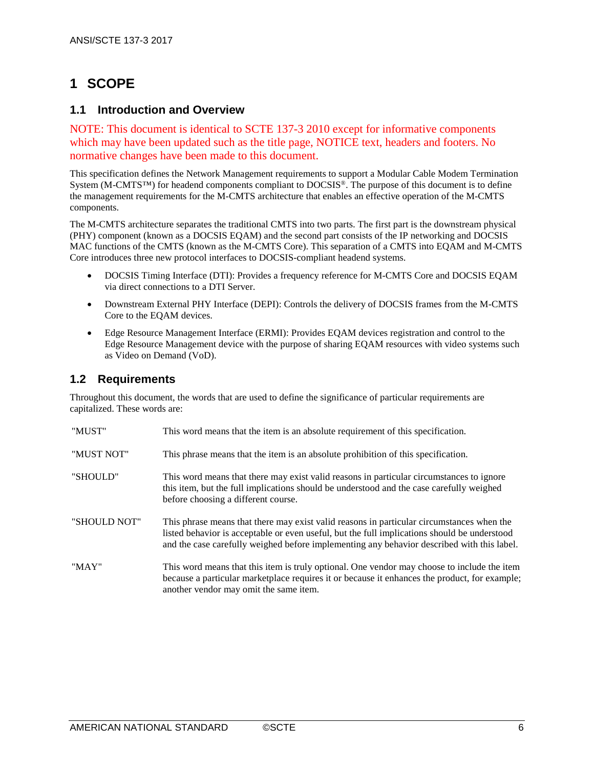# 1 SCOPE

## 1.1 Introduction and Overview

NOTE: This document is identical to SCTE 137-3 2010 except for informative components which may have been updated such as the title page, NOTICE text, headers and footers. No normative changes have been made to this document.

This specification defines the Network Management requirements to support a Modular Cable Modem Termination System (M-CMTS™) for headend components compliant to DOCSIS®. The purpose of this document is to define the management requirements for the M-CMTS architecture that enables an effective operation of the M-CMTS components.

The M-CMTS architecture separates the traditional CMTS into two parts. The first part is the downstream physical (PHY) component (known as a DOCSIS EQAM) and the second part consists of the IP networking and DOCSIS MAC functions of the CMTS (known as the M-CMTS Core). This separation of a CMTS into EQAM and M-CMTS Core introduces three new protocol interfaces to DOCSIS-compliant headend systems.

- DOCSIS Timing Interface (DTI): Provides a frequency reference for M-CMTS Core and DOCSIS EQAM via direct connections to a DTI Server.
- Downstream External PHY Interface (DEPI): Controls the delivery of DOCSIS frames from the M-CMTS Core to the EQAM devices.
- Edge Resource Management Interface (ERMI): Provides EQAM devices registration and control to the Edge Resource Management device with the purpose of sharing EQAM resources with video systems such as Video on Demand (VoD).

## 1.2 Requirements

Throughout this document, the words that are used to define the significance of particular requirements are capitalized. These words are:

| | |
|---|---|
| "MUST" | This word means that the item is an absolute requirement of this specification. |
| "MUST NOT" | This phrase means that the item is an absolute prohibition of this specification. |
| "SHOULD" | This word means that there may exist valid reasons in particular circumstances to ignore this item, but the full implications should be understood and the case carefully weighed before choosing a different course. |
| "SHOULD NOT" | This phrase means that there may exist valid reasons in particular circumstances when the listed behavior is acceptable or even useful, but the full implications should be understood and the case carefully weighed before implementing any behavior described with this label. |
| "MAY" | This word means that this item is truly optional. One vendor may choose to include the item because a particular marketplace requires it or because it enhances the product, for example; another vendor may omit the same item. |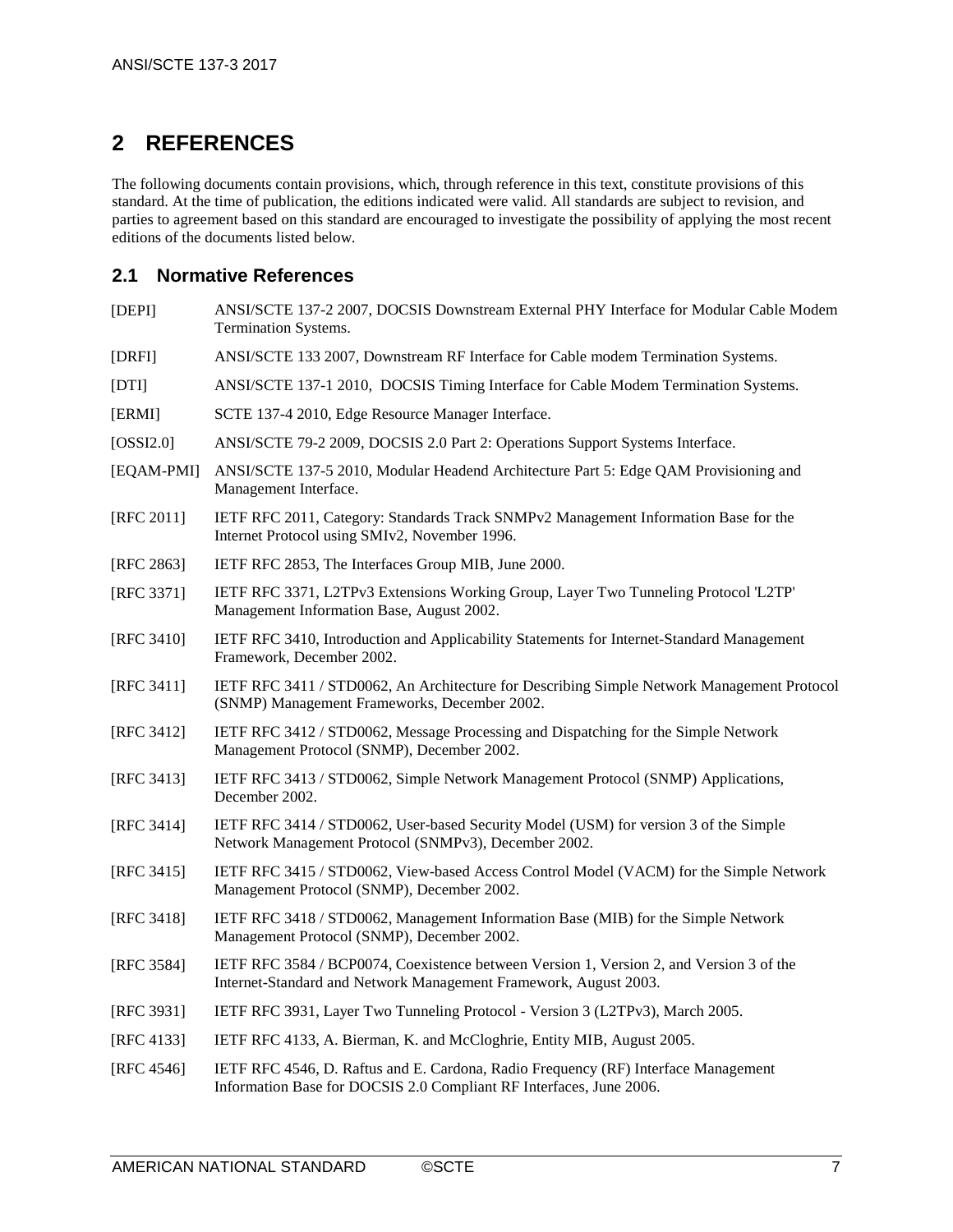# 2 REFERENCES

The following documents contain provisions, which, through reference in this text, constitute provisions of this standard. At the time of publication, the editions indicated were valid. All standards are subject to revision, and parties to agreement based on this standard are encouraged to investigate the possibility of applying the most recent editions of the documents listed below.

## 2.1 Normative References

| | |
|---|---|
| [DEPI] | ANSI/SCTE 137-2 2007, DOCSIS Downstream External PHY Interface for Modular Cable Modem Termination Systems. |
| [DRFI] | ANSI/SCTE 133 2007, Downstream RF Interface for Cable modem Termination Systems. |
| [DTI] | ANSI/SCTE 137-1 2010, DOCSIS Timing Interface for Cable Modem Termination Systems. |
| [ERMI] | SCTE 137-4 2010, Edge Resource Manager Interface. |
| [OSSI2.0] | ANSI/SCTE 79-2 2009, DOCSIS 2.0 Part 2: Operations Support Systems Interface. |
| [EQAM-PMI] | ANSI/SCTE 137-5 2010, Modular Headend Architecture Part 5: Edge QAM Provisioning and Management Interface. |
| [RFC 2011] | IETF RFC 2011, Category: Standards Track SNMPv2 Management Information Base for the Internet Protocol using SMIv2, November 1996. |
| [RFC 2863] | IETF RFC 2853, The Interfaces Group MIB, June 2000. |
| [RFC 3371] | IETF RFC 3371, L2TPv3 Extensions Working Group, Layer Two Tunneling Protocol 'L2TP' Management Information Base, August 2002. |
| [RFC 3410] | IETF RFC 3410, Introduction and Applicability Statements for Internet-Standard Management Framework, December 2002. |
| [RFC 3411] | IETF RFC 3411 / STD0062, An Architecture for Describing Simple Network Management Protocol (SNMP) Management Frameworks, December 2002. |
| [RFC 3412] | IETF RFC 3412 / STD0062, Message Processing and Dispatching for the Simple Network Management Protocol (SNMP), December 2002. |
| [RFC 3413] | IETF RFC 3413 / STD0062, Simple Network Management Protocol (SNMP) Applications, December 2002. |
| [RFC 3414] | IETF RFC 3414 / STD0062, User-based Security Model (USM) for version 3 of the Simple Network Management Protocol (SNMPv3), December 2002. |
| [RFC 3415] | IETF RFC 3415 / STD0062, View-based Access Control Model (VACM) for the Simple Network Management Protocol (SNMP), December 2002. |
| [RFC 3418] | IETF RFC 3418 / STD0062, Management Information Base (MIB) for the Simple Network Management Protocol (SNMP), December 2002. |
| [RFC 3584] | IETF RFC 3584 / BCP0074, Coexistence between Version 1, Version 2, and Version 3 of the Internet-Standard and Network Management Framework, August 2003. |
| [RFC 3931] | IETF RFC 3931, Layer Two Tunneling Protocol - Version 3 (L2TPv3), March 2005. |
| [RFC 4133] | IETF RFC 4133, A. Bierman, K. and McCloghrie, Entity MIB, August 2005. |
| [RFC 4546] | IETF RFC 4546, D. Raftus and E. Cardona, Radio Frequency (RF) Interface Management Information Base for DOCSIS 2.0 Compliant RF Interfaces, June 2006. |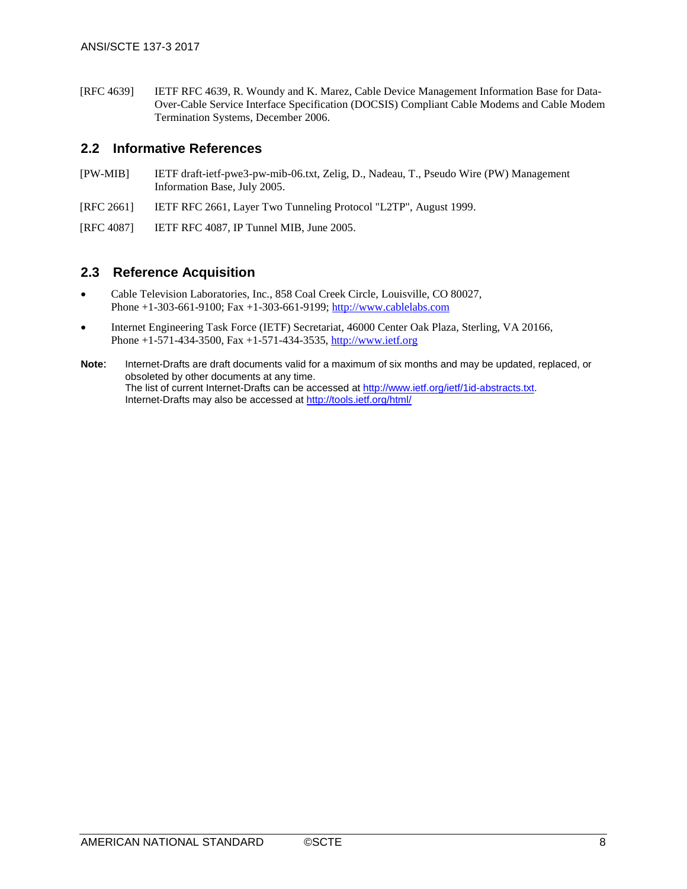[RFC 4639] IETF RFC 4639, R. Woundy and K. Marez, Cable Device Management Information Base for Data-Over-Cable Service Interface Specification (DOCSIS) Compliant Cable Modems and Cable Modem Termination Systems, December 2006.

## 2.2 Informative References

[PW-MIB] IETF draft-ietf-pwe3-pw-mib-06.txt, Zelig, D., Nadeau, T., Pseudo Wire (PW) Management Information Base, July 2005.

[RFC 2661] IETF RFC 2661, Layer Two Tunneling Protocol "L2TP", August 1999.

[RFC 4087] IETF RFC 4087, IP Tunnel MIB, June 2005.

## 2.3 Reference Acquisition

- Cable Television Laboratories, Inc., 858 Coal Creek Circle, Louisville, CO 80027, Phone +1-303-661-9100; Fax +1-303-661-9199; http://www.cablelabs.com
- Internet Engineering Task Force (IETF) Secretariat, 46000 Center Oak Plaza, Sterling, VA 20166, Phone +1-571-434-3500, Fax +1-571-434-3535, http://www.ietf.org

**Note**: Internet-Drafts are draft documents valid for a maximum of six months and may be updated, replaced, or obsoleted by other documents at any time.
The list of current Internet-Drafts can be accessed at http://www.ietf.org/ietf/1id-abstracts.txt.
Internet-Drafts may also be accessed at http://tools.ietf.org/html/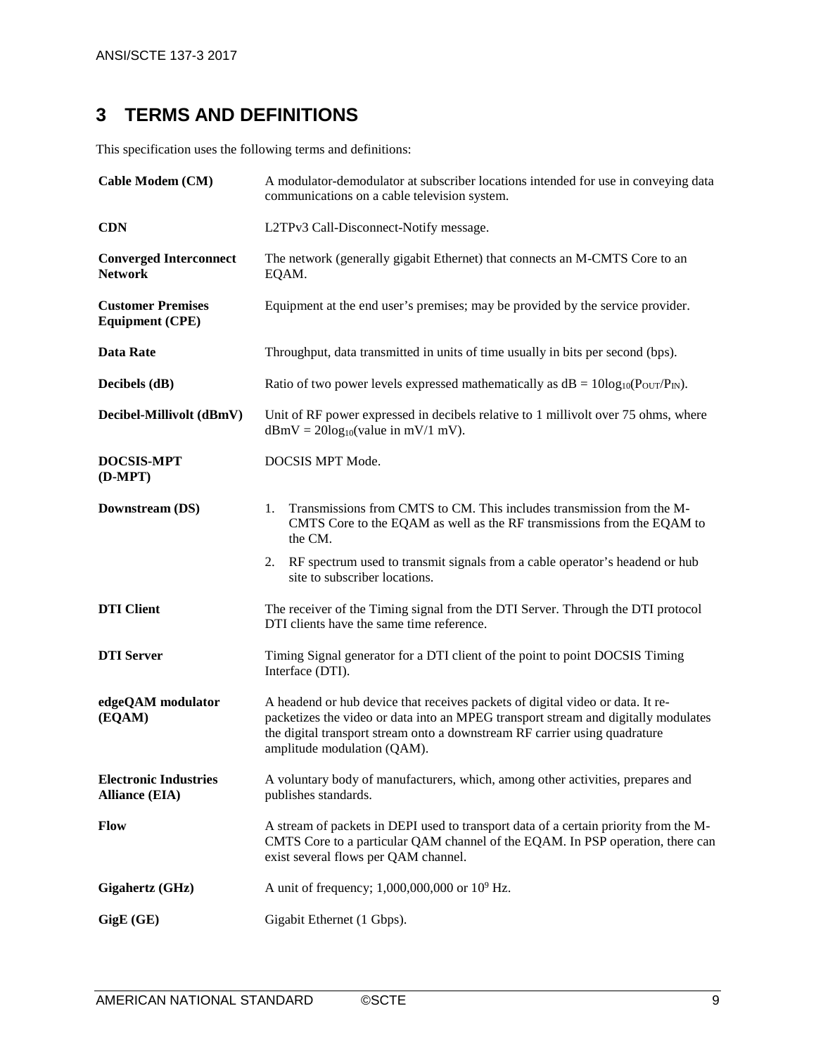# 3 TERMS AND DEFINITIONS

This specification uses the following terms and definitions:

| | |
|---|---|
| **Cable Modem (CM)** | A modulator-demodulator at subscriber locations intended for use in conveying data communications on a cable television system. |
| **CDN** | L2TPv3 Call-Disconnect-Notify message. |
| **Converged Interconnect Network** | The network (generally gigabit Ethernet) that connects an M-CMTS Core to an EQAM. |
| **Customer Premises Equipment (CPE)** | Equipment at the end user's premises; may be provided by the service provider. |
| **Data Rate** | Throughput, data transmitted in units of time usually in bits per second (bps). |
| **Decibels (dB)** | Ratio of two power levels expressed mathematically as $dB = 10\log_{10}(P_{OUT}/P_{IN})$. |
| **Decibel-Millivolt (dBmV)** | Unit of RF power expressed in decibels relative to 1 millivolt over 75 ohms, where $dBmV = 20\log_{10}(\text{value in mV/1 mV})$. |
| **DOCSIS-MPT (D-MPT)** | DOCSIS MPT Mode. |
| **Downstream (DS)** | 1. Transmissions from CMTS to CM. This includes transmission from the M-CMTS Core to the EQAM as well as the RF transmissions from the EQAM to the CM.<br>2. RF spectrum used to transmit signals from a cable operator's headend or hub site to subscriber locations. |
| **DTI Client** | The receiver of the Timing signal from the DTI Server. Through the DTI protocol DTI clients have the same time reference. |
| **DTI Server** | Timing Signal generator for a DTI client of the point to point DOCSIS Timing Interface (DTI). |
| **edgeQAM modulator (EQAM)** | A headend or hub device that receives packets of digital video or data. It re-packetizes the video or data into an MPEG transport stream and digitally modulates the digital transport stream onto a downstream RF carrier using quadrature amplitude modulation (QAM). |
| **Electronic Industries Alliance (EIA)** | A voluntary body of manufacturers, which, among other activities, prepares and publishes standards. |
| **Flow** | A stream of packets in DEPI used to transport data of a certain priority from the M-CMTS Core to a particular QAM channel of the EQAM. In PSP operation, there can exist several flows per QAM channel. |
| **Gigahertz (GHz)** | A unit of frequency; 1,000,000,000 or $10^9$ Hz. |
| **GigE (GE)** | Gigabit Ethernet (1 Gbps). |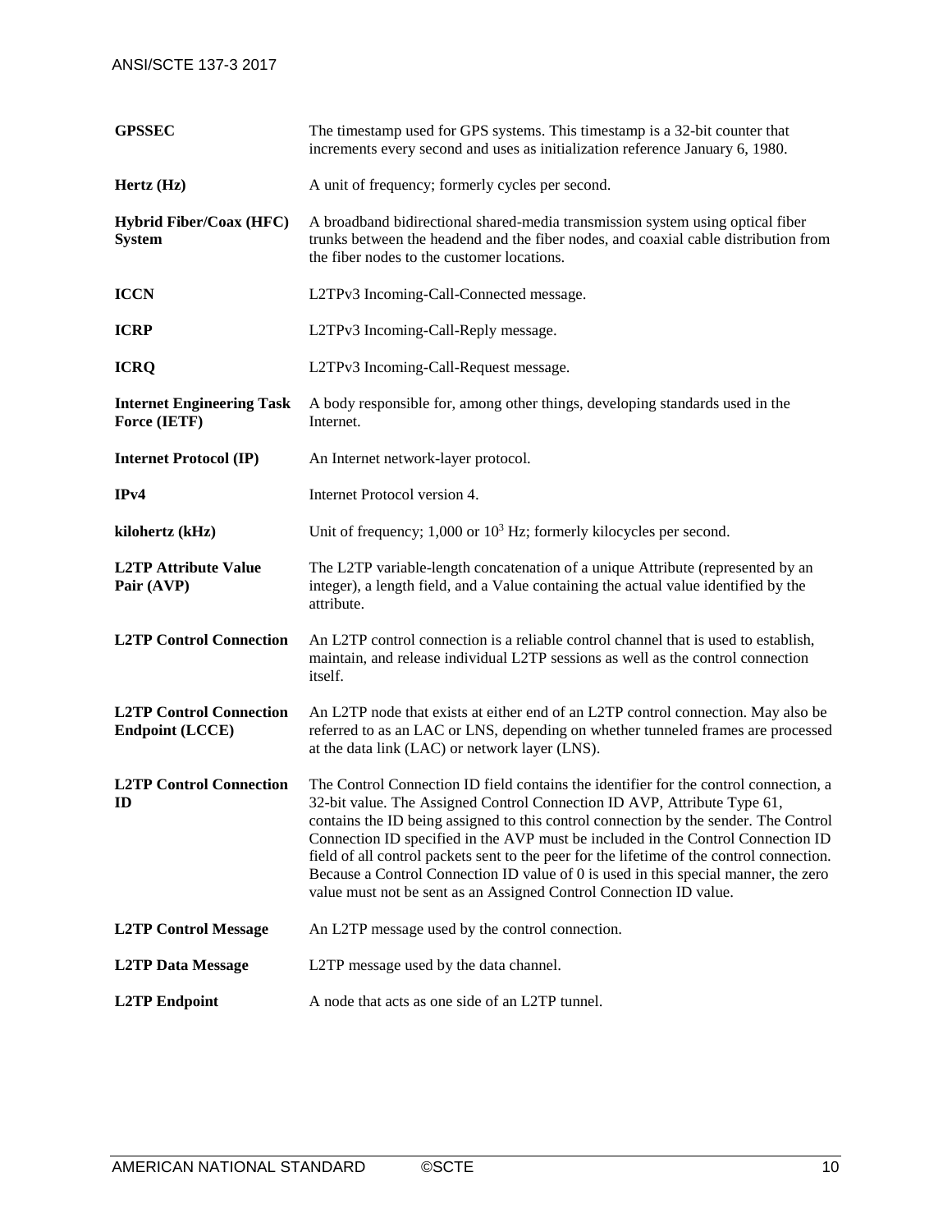| | |
|---|---|
| **GPSSEC** | The timestamp used for GPS systems. This timestamp is a 32-bit counter that increments every second and uses as initialization reference January 6, 1980. |
| **Hertz (Hz)** | A unit of frequency; formerly cycles per second. |
| **Hybrid Fiber/Coax (HFC) System** | A broadband bidirectional shared-media transmission system using optical fiber trunks between the headend and the fiber nodes, and coaxial cable distribution from the fiber nodes to the customer locations. |
| **ICCN** | L2TPv3 Incoming-Call-Connected message. |
| **ICRP** | L2TPv3 Incoming-Call-Reply message. |
| **ICRQ** | L2TPv3 Incoming-Call-Request message. |
| **Internet Engineering Task Force (IETF)** | A body responsible for, among other things, developing standards used in the Internet. |
| **Internet Protocol (IP)** | An Internet network-layer protocol. |
| **IPv4** | Internet Protocol version 4. |
| **kilohertz (kHz)** | Unit of frequency; 1,000 or $10^3$ Hz; formerly kilocycles per second. |
| **L2TP Attribute Value Pair (AVP)** | The L2TP variable-length concatenation of a unique Attribute (represented by an integer), a length field, and a Value containing the actual value identified by the attribute. |
| **L2TP Control Connection** | An L2TP control connection is a reliable control channel that is used to establish, maintain, and release individual L2TP sessions as well as the control connection itself. |
| **L2TP Control Connection Endpoint (LCCE)** | An L2TP node that exists at either end of an L2TP control connection. May also be referred to as an LAC or LNS, depending on whether tunneled frames are processed at the data link (LAC) or network layer (LNS). |
| **L2TP Control Connection ID** | The Control Connection ID field contains the identifier for the control connection, a 32-bit value. The Assigned Control Connection ID AVP, Attribute Type 61, contains the ID being assigned to this control connection by the sender. The Control Connection ID specified in the AVP must be included in the Control Connection ID field of all control packets sent to the peer for the lifetime of the control connection. Because a Control Connection ID value of 0 is used in this special manner, the zero value must not be sent as an Assigned Control Connection ID value. |
| **L2TP Control Message** | An L2TP message used by the control connection. |
| **L2TP Data Message** | L2TP message used by the data channel. |
| **L2TP Endpoint** | A node that acts as one side of an L2TP tunnel. |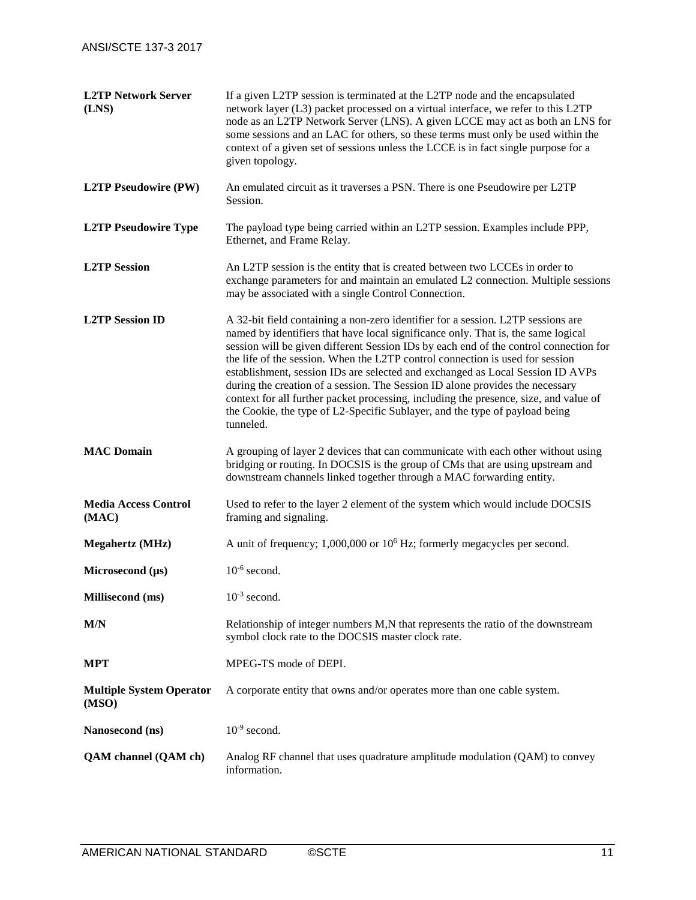| | |
|---|---|
| **L2TP Network Server (LNS)** | If a given L2TP session is terminated at the L2TP node and the encapsulated network layer (L3) packet processed on a virtual interface, we refer to this L2TP node as an L2TP Network Server (LNS). A given LCCE may act as both an LNS for some sessions and an LAC for others, so these terms must only be used within the context of a given set of sessions unless the LCCE is in fact single purpose for a given topology. |
| **L2TP Pseudowire (PW)** | An emulated circuit as it traverses a PSN. There is one Pseudowire per L2TP Session. |
| **L2TP Pseudowire Type** | The payload type being carried within an L2TP session. Examples include PPP, Ethernet, and Frame Relay. |
| **L2TP Session** | An L2TP session is the entity that is created between two LCCEs in order to exchange parameters for and maintain an emulated L2 connection. Multiple sessions may be associated with a single Control Connection. |
| **L2TP Session ID** | A 32-bit field containing a non-zero identifier for a session. L2TP sessions are named by identifiers that have local significance only. That is, the same logical session will be given different Session IDs by each end of the control connection for the life of the session. When the L2TP control connection is used for session establishment, session IDs are selected and exchanged as Local Session ID AVPs during the creation of a session. The Session ID alone provides the necessary context for all further packet processing, including the presence, size, and value of the Cookie, the type of L2-Specific Sublayer, and the type of payload being tunneled. |
| **MAC Domain** | A grouping of layer 2 devices that can communicate with each other without using bridging or routing. In DOCSIS is the group of CMs that are using upstream and downstream channels linked together through a MAC forwarding entity. |
| **Media Access Control (MAC)** | Used to refer to the layer 2 element of the system which would include DOCSIS framing and signaling. |
| **Megahertz (MHz)** | A unit of frequency; 1,000,000 or $10^6$ Hz; formerly megacycles per second. |
| **Microsecond (µs)** | $10^{-6}$ second. |
| **Millisecond (ms)** | $10^{-3}$ second. |
| **M/N** | Relationship of integer numbers M,N that represents the ratio of the downstream symbol clock rate to the DOCSIS master clock rate. |
| **MPT** | MPEG-TS mode of DEPI. |
| **Multiple System Operator (MSO)** | A corporate entity that owns and/or operates more than one cable system. |
| **Nanosecond (ns)** | $10^{-9}$ second. |
| **QAM channel (QAM ch)** | Analog RF channel that uses quadrature amplitude modulation (QAM) to convey information. |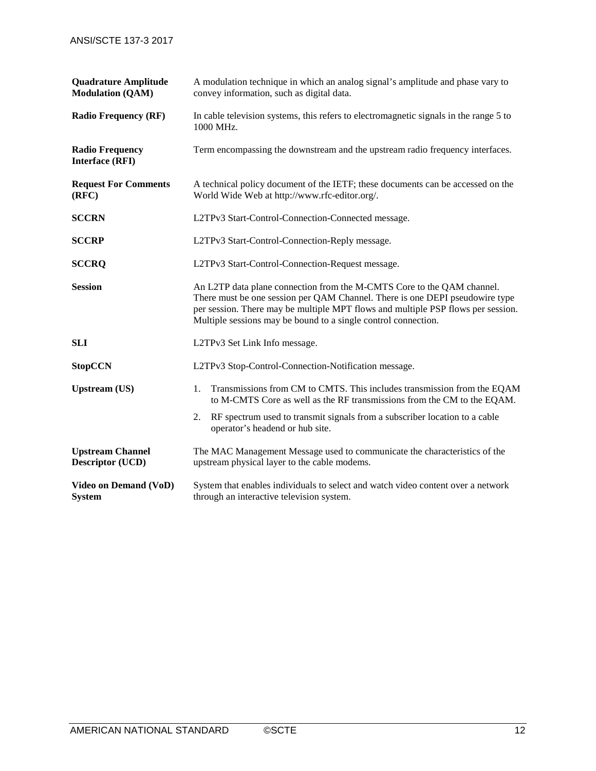**Quadrature Amplitude Modulation (QAM)**
A modulation technique in which an analog signal's amplitude and phase vary to convey information, such as digital data.

**Radio Frequency (RF)**
In cable television systems, this refers to electromagnetic signals in the range 5 to 1000 MHz.

**Radio Frequency Interface (RFI)**
Term encompassing the downstream and the upstream radio frequency interfaces.

**Request For Comments (RFC)**
A technical policy document of the IETF; these documents can be accessed on the World Wide Web at http://www.rfc-editor.org/.

**SCCRN**
L2TPv3 Start-Control-Connection-Connected message.

**SCCRP**
L2TPv3 Start-Control-Connection-Reply message.

**SCCRQ**
L2TPv3 Start-Control-Connection-Request message.

**Session**
An L2TP data plane connection from the M-CMTS Core to the QAM channel. There must be one session per QAM Channel. There is one DEPI pseudowire type per session. There may be multiple MPT flows and multiple PSP flows per session. Multiple sessions may be bound to a single control connection.

**SLI**
L2TPv3 Set Link Info message.

**StopCCN**
L2TPv3 Stop-Control-Connection-Notification message.

**Upstream (US)**
1. Transmissions from CM to CMTS. This includes transmission from the EQAM to M-CMTS Core as well as the RF transmissions from the CM to the EQAM.
2. RF spectrum used to transmit signals from a subscriber location to a cable operator's headend or hub site.

**Upstream Channel Descriptor (UCD)**
The MAC Management Message used to communicate the characteristics of the upstream physical layer to the cable modems.

**Video on Demand (VoD) System**
System that enables individuals to select and watch video content over a network through an interactive television system.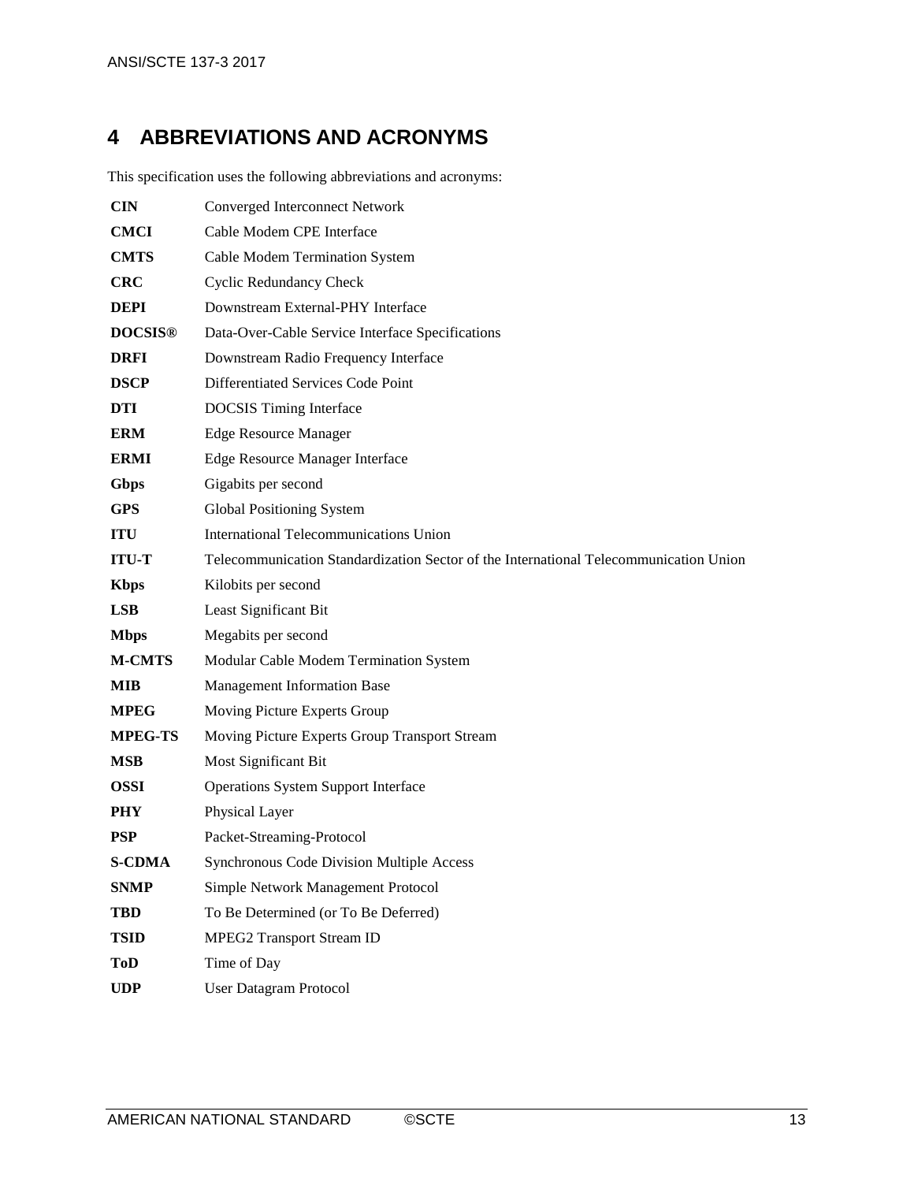# 4 ABBREVIATIONS AND ACRONYMS

This specification uses the following abbreviations and acronyms:

| | |
|---|---|
| **CIN** | Converged Interconnect Network |
| **CMCI** | Cable Modem CPE Interface |
| **CMTS** | Cable Modem Termination System |
| **CRC** | Cyclic Redundancy Check |
| **DEPI** | Downstream External-PHY Interface |
| **DOCSIS®** | Data-Over-Cable Service Interface Specifications |
| **DRFI** | Downstream Radio Frequency Interface |
| **DSCP** | Differentiated Services Code Point |
| **DTI** | DOCSIS Timing Interface |
| **ERM** | Edge Resource Manager |
| **ERMI** | Edge Resource Manager Interface |
| **Gbps** | Gigabits per second |
| **GPS** | Global Positioning System |
| **ITU** | International Telecommunications Union |
| **ITU-T** | Telecommunication Standardization Sector of the International Telecommunication Union |
| **Kbps** | Kilobits per second |
| **LSB** | Least Significant Bit |
| **Mbps** | Megabits per second |
| **M-CMTS** | Modular Cable Modem Termination System |
| **MIB** | Management Information Base |
| **MPEG** | Moving Picture Experts Group |
| **MPEG-TS** | Moving Picture Experts Group Transport Stream |
| **MSB** | Most Significant Bit |
| **OSSI** | Operations System Support Interface |
| **PHY** | Physical Layer |
| **PSP** | Packet-Streaming-Protocol |
| **S-CDMA** | Synchronous Code Division Multiple Access |
| **SNMP** | Simple Network Management Protocol |
| **TBD** | To Be Determined (or To Be Deferred) |
| **TSID** | MPEG2 Transport Stream ID |
| **ToD** | Time of Day |
| **UDP** | User Datagram Protocol |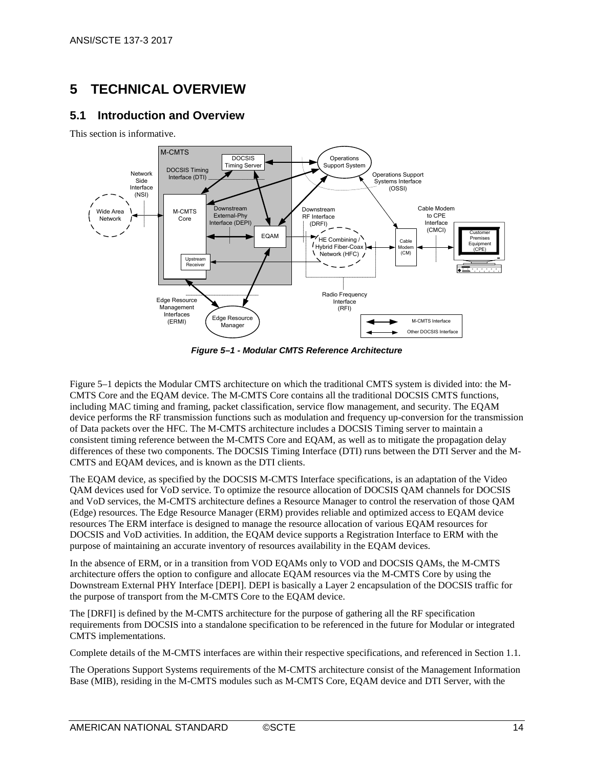# 5 TECHNICAL OVERVIEW

## 5.1 Introduction and Overview

This section is informative.

*Figure 5–1 - Modular CMTS Reference Architecture*

Figure 5–1 depicts the Modular CMTS architecture on which the traditional CMTS system is divided into: the M-CMTS Core and the EQAM device. The M-CMTS Core contains all the traditional DOCSIS CMTS functions, including MAC timing and framing, packet classification, service flow management, and security. The EQAM device performs the RF transmission functions such as modulation and frequency up-conversion for the transmission of Data packets over the HFC. The M-CMTS architecture includes a DOCSIS Timing server to maintain a consistent timing reference between the M-CMTS Core and EQAM, as well as to mitigate the propagation delay differences of these two components. The DOCSIS Timing Interface (DTI) runs between the DTI Server and the M-CMTS and EQAM devices, and is known as the DTI clients.

The EQAM device, as specified by the DOCSIS M-CMTS Interface specifications, is an adaptation of the Video QAM devices used for VoD service. To optimize the resource allocation of DOCSIS QAM channels for DOCSIS and VoD services, the M-CMTS architecture defines a Resource Manager to control the reservation of those QAM (Edge) resources. The Edge Resource Manager (ERM) provides reliable and optimized access to EQAM device resources The ERM interface is designed to manage the resource allocation of various EQAM resources for DOCSIS and VoD activities. In addition, the EQAM device supports a Registration Interface to ERM with the purpose of maintaining an accurate inventory of resources availability in the EQAM devices.

In the absence of ERM, or in a transition from VOD EQAMs only to VOD and DOCSIS QAMs, the M-CMTS architecture offers the option to configure and allocate EQAM resources via the M-CMTS Core by using the Downstream External PHY Interface [DEPI]. DEPI is basically a Layer 2 encapsulation of the DOCSIS traffic for the purpose of transport from the M-CMTS Core to the EQAM device.

The [DRFI] is defined by the M-CMTS architecture for the purpose of gathering all the RF specification requirements from DOCSIS into a standalone specification to be referenced in the future for Modular or integrated CMTS implementations.

Complete details of the M-CMTS interfaces are within their respective specifications, and referenced in Section 1.1.

The Operations Support Systems requirements of the M-CMTS architecture consist of the Management Information Base (MIB), residing in the M-CMTS modules such as M-CMTS Core, EQAM device and DTI Server, with the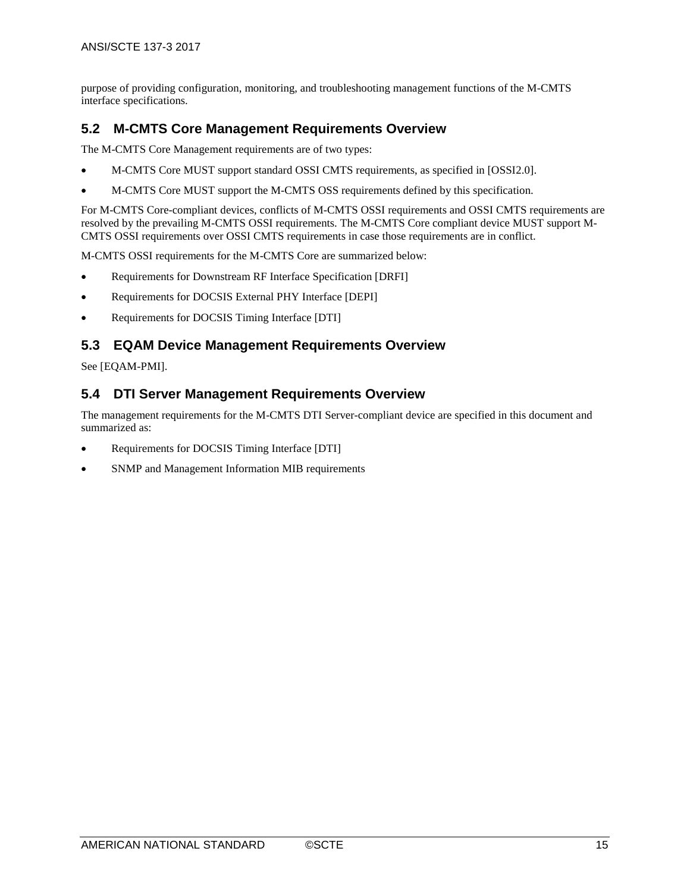purpose of providing configuration, monitoring, and troubleshooting management functions of the M-CMTS interface specifications.

## 5.2 M-CMTS Core Management Requirements Overview

The M-CMTS Core Management requirements are of two types:

- M-CMTS Core MUST support standard OSSI CMTS requirements, as specified in [OSSI2.0].
- M-CMTS Core MUST support the M-CMTS OSS requirements defined by this specification.

For M-CMTS Core-compliant devices, conflicts of M-CMTS OSSI requirements and OSSI CMTS requirements are resolved by the prevailing M-CMTS OSSI requirements. The M-CMTS Core compliant device MUST support M-CMTS OSSI requirements over OSSI CMTS requirements in case those requirements are in conflict.

M-CMTS OSSI requirements for the M-CMTS Core are summarized below:

- Requirements for Downstream RF Interface Specification [DRFI]
- Requirements for DOCSIS External PHY Interface [DEPI]
- Requirements for DOCSIS Timing Interface [DTI]

## 5.3 EQAM Device Management Requirements Overview

See [EQAM-PMI].

## 5.4 DTI Server Management Requirements Overview

The management requirements for the M-CMTS DTI Server-compliant device are specified in this document and summarized as:

- Requirements for DOCSIS Timing Interface [DTI]
- SNMP and Management Information MIB requirements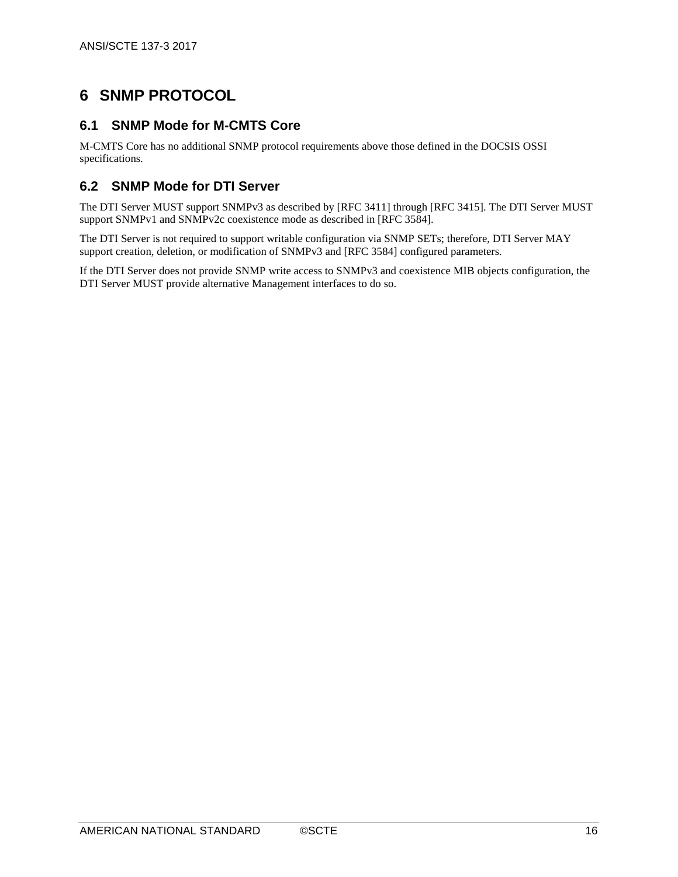# 6 SNMP PROTOCOL

## 6.1 SNMP Mode for M-CMTS Core

M-CMTS Core has no additional SNMP protocol requirements above those defined in the DOCSIS OSSI specifications.

## 6.2 SNMP Mode for DTI Server

The DTI Server MUST support SNMPv3 as described by [RFC 3411] through [RFC 3415]. The DTI Server MUST support SNMPv1 and SNMPv2c coexistence mode as described in [RFC 3584].

The DTI Server is not required to support writable configuration via SNMP SETs; therefore, DTI Server MAY support creation, deletion, or modification of SNMPv3 and [RFC 3584] configured parameters.

If the DTI Server does not provide SNMP write access to SNMPv3 and coexistence MIB objects configuration, the DTI Server MUST provide alternative Management interfaces to do so.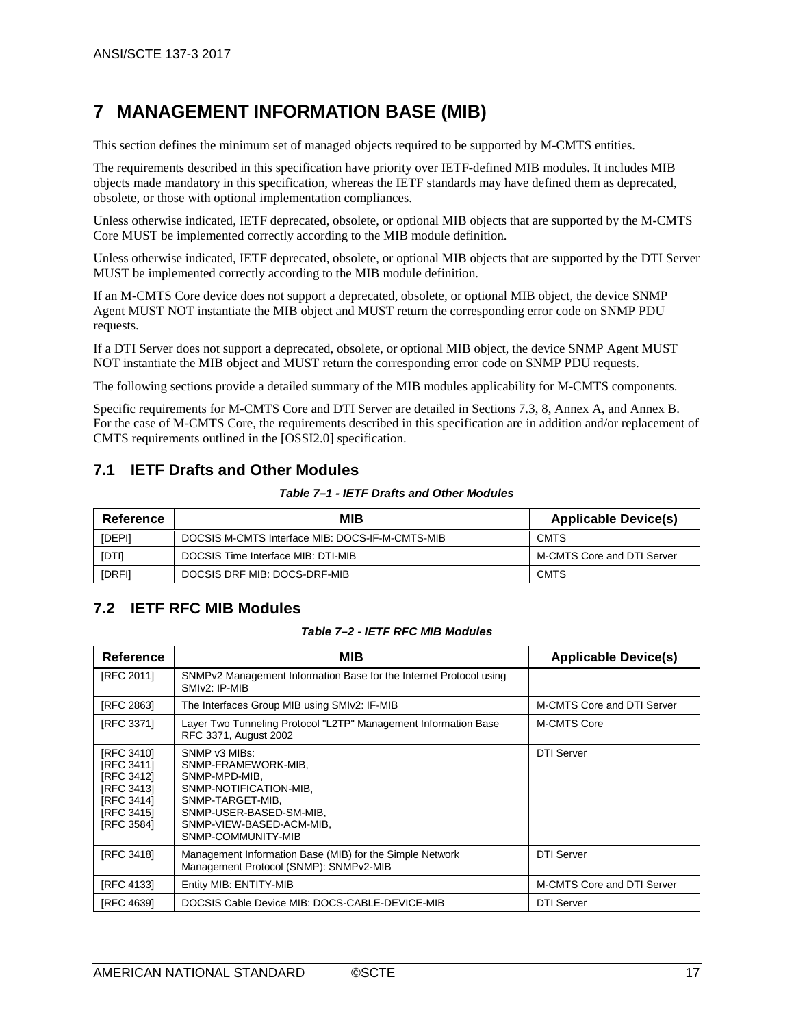# 7 MANAGEMENT INFORMATION BASE (MIB)

This section defines the minimum set of managed objects required to be supported by M-CMTS entities.

The requirements described in this specification have priority over IETF-defined MIB modules. It includes MIB objects made mandatory in this specification, whereas the IETF standards may have defined them as deprecated, obsolete, or those with optional implementation compliances.

Unless otherwise indicated, IETF deprecated, obsolete, or optional MIB objects that are supported by the M-CMTS Core MUST be implemented correctly according to the MIB module definition.

Unless otherwise indicated, IETF deprecated, obsolete, or optional MIB objects that are supported by the DTI Server MUST be implemented correctly according to the MIB module definition.

If an M-CMTS Core device does not support a deprecated, obsolete, or optional MIB object, the device SNMP Agent MUST NOT instantiate the MIB object and MUST return the corresponding error code on SNMP PDU requests.

If a DTI Server does not support a deprecated, obsolete, or optional MIB object, the device SNMP Agent MUST NOT instantiate the MIB object and MUST return the corresponding error code on SNMP PDU requests.

The following sections provide a detailed summary of the MIB modules applicability for M-CMTS components.

Specific requirements for M-CMTS Core and DTI Server are detailed in Sections 7.3, 8, Annex A, and Annex B. For the case of M-CMTS Core, the requirements described in this specification are in addition and/or replacement of CMTS requirements outlined in the [OSSI2.0] specification.

## 7.1 IETF Drafts and Other Modules

*Table 7–1 - IETF Drafts and Other Modules*

| Reference | MIB | Applicable Device(s) |
|---|---|---|
| [DEPI] | DOCSIS M-CMTS Interface MIB: DOCS-IF-M-CMTS-MIB | CMTS |
| [DTI] | DOCSIS Time Interface MIB: DTI-MIB | M-CMTS Core and DTI Server |
| [DRFI] | DOCSIS DRF MIB: DOCS-DRF-MIB | CMTS |

## 7.2 IETF RFC MIB Modules

*Table 7–2 - IETF RFC MIB Modules*

| Reference | MIB | Applicable Device(s) |
|---|---|---|
| [RFC 2011] | SNMPv2 Management Information Base for the Internet Protocol using SMIv2: IP-MIB | |
| [RFC 2863] | The Interfaces Group MIB using SMIv2: IF-MIB | M-CMTS Core and DTI Server |
| [RFC 3371] | Layer Two Tunneling Protocol "L2TP" Management Information Base RFC 3371, August 2002 | M-CMTS Core |
| [RFC 3410]<br>[RFC 3411]<br>[RFC 3412]<br>[RFC 3413]<br>[RFC 3414]<br>[RFC 3415]<br>[RFC 3584] | SNMP v3 MIBs:<br>SNMP-FRAMEWORK-MIB,<br>SNMP-MPD-MIB,<br>SNMP-NOTIFICATION-MIB,<br>SNMP-TARGET-MIB,<br>SNMP-USER-BASED-SM-MIB,<br>SNMP-VIEW-BASED-ACM-MIB,<br>SNMP-COMMUNITY-MIB | DTI Server |
| [RFC 3418] | Management Information Base (MIB) for the Simple Network Management Protocol (SNMP): SNMPv2-MIB | DTI Server |
| [RFC 4133] | Entity MIB: ENTITY-MIB | M-CMTS Core and DTI Server |
| [RFC 4639] | DOCSIS Cable Device MIB: DOCS-CABLE-DEVICE-MIB | DTI Server |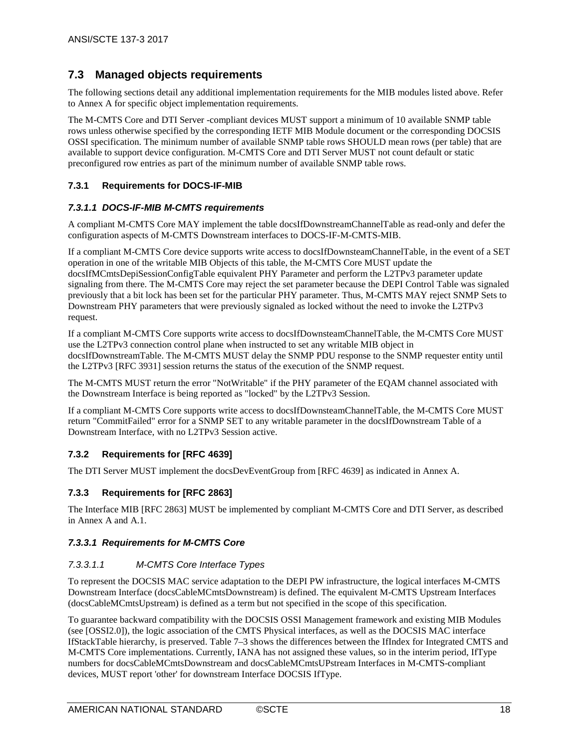## 7.3 Managed objects requirements

The following sections detail any additional implementation requirements for the MIB modules listed above. Refer to Annex A for specific object implementation requirements.

The M-CMTS Core and DTI Server -compliant devices MUST support a minimum of 10 available SNMP table rows unless otherwise specified by the corresponding IETF MIB Module document or the corresponding DOCSIS OSSI specification. The minimum number of available SNMP table rows SHOULD mean rows (per table) that are available to support device configuration. M-CMTS Core and DTI Server MUST not count default or static preconfigured row entries as part of the minimum number of available SNMP table rows.

### 7.3.1 Requirements for DOCS-IF-MIB

#### *7.3.1.1 DOCS-IF-MIB M-CMTS requirements*

A compliant M-CMTS Core MAY implement the table docsIfDownstreamChannelTable as read-only and defer the configuration aspects of M-CMTS Downstream interfaces to DOCS-IF-M-CMTS-MIB.

If a compliant M-CMTS Core device supports write access to docsIfDownsteamChannelTable, in the event of a SET operation in one of the writable MIB Objects of this table, the M-CMTS Core MUST update the docsIfMCmtsDepiSessionConfigTable equivalent PHY Parameter and perform the L2TPv3 parameter update signaling from there. The M-CMTS Core may reject the set parameter because the DEPI Control Table was signaled previously that a bit lock has been set for the particular PHY parameter. Thus, M-CMTS MAY reject SNMP Sets to Downstream PHY parameters that were previously signaled as locked without the need to invoke the L2TPv3 request.

If a compliant M-CMTS Core supports write access to docsIfDownsteamChannelTable, the M-CMTS Core MUST use the L2TPv3 connection control plane when instructed to set any writable MIB object in docsIfDownstreamTable. The M-CMTS MUST delay the SNMP PDU response to the SNMP requester entity until the L2TPv3 [RFC 3931] session returns the status of the execution of the SNMP request.

The M-CMTS MUST return the error "NotWritable" if the PHY parameter of the EQAM channel associated with the Downstream Interface is being reported as "locked" by the L2TPv3 Session.

If a compliant M-CMTS Core supports write access to docsIfDownsteamChannelTable, the M-CMTS Core MUST return "CommitFailed" error for a SNMP SET to any writable parameter in the docsIfDownstream Table of a Downstream Interface, with no L2TPv3 Session active.

### 7.3.2 Requirements for [RFC 4639]

The DTI Server MUST implement the docsDevEventGroup from [RFC 4639] as indicated in Annex A.

### 7.3.3 Requirements for [RFC 2863]

The Interface MIB [RFC 2863] MUST be implemented by compliant M-CMTS Core and DTI Server, as described in Annex A and A.1.

#### *7.3.3.1 Requirements for M-CMTS Core*

##### *7.3.3.1.1 M-CMTS Core Interface Types*

To represent the DOCSIS MAC service adaptation to the DEPI PW infrastructure, the logical interfaces M-CMTS Downstream Interface (docsCableMCmtsDownstream) is defined. The equivalent M-CMTS Upstream Interfaces (docsCableMCmtsUpstream) is defined as a term but not specified in the scope of this specification.

To guarantee backward compatibility with the DOCSIS OSSI Management framework and existing MIB Modules (see [OSSI2.0]), the logic association of the CMTS Physical interfaces, as well as the DOCSIS MAC interface IfStackTable hierarchy, is preserved. Table 7–3 shows the differences between the IfIndex for Integrated CMTS and M-CMTS Core implementations. Currently, IANA has not assigned these values, so in the interim period, IfType numbers for docsCableMCmtsDownstream and docsCableMCmtsUPstream Interfaces in M-CMTS-compliant devices, MUST report 'other' for downstream Interface DOCSIS IfType.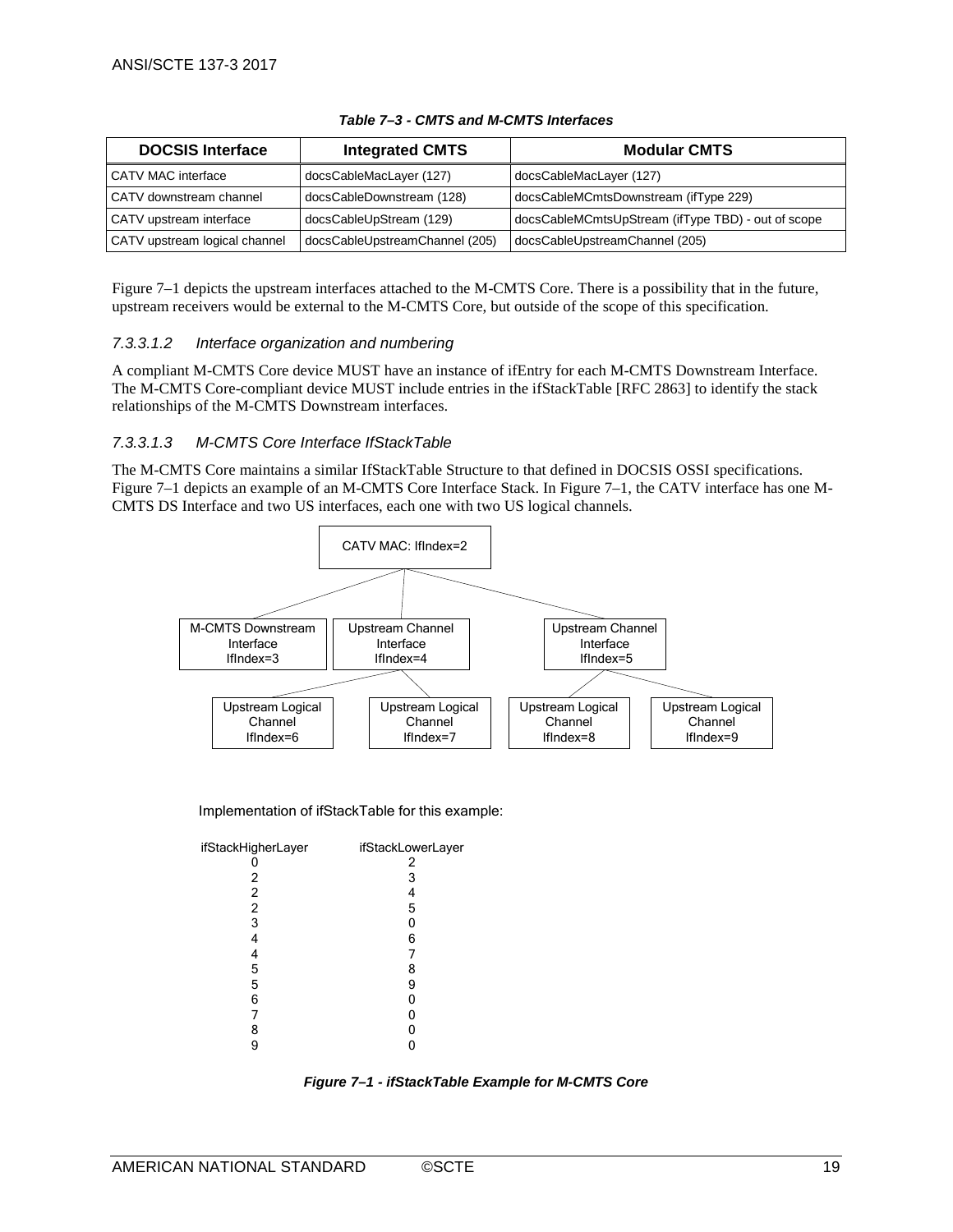*Table 7–3 - CMTS and M-CMTS Interfaces*

| DOCSIS Interface | Integrated CMTS | Modular CMTS |
|---|---|---|
| CATV MAC interface | docsCableMacLayer (127) | docsCableMacLayer (127) |
| CATV downstream channel | docsCableDownstream (128) | docsCableMCmtsDownstream (ifType 229) |
| CATV upstream interface | docsCableUpStream (129) | docsCableMCmtsUpStream (ifType TBD) - out of scope |
| CATV upstream logical channel | docsCableUpstreamChannel (205) | docsCableUpstreamChannel (205) |

Figure 7–1 depicts the upstream interfaces attached to the M-CMTS Core. There is a possibility that in the future, upstream receivers would be external to the M-CMTS Core, but outside of the scope of this specification.

#### *7.3.3.1.2 Interface organization and numbering*

A compliant M-CMTS Core device MUST have an instance of ifEntry for each M-CMTS Downstream Interface. The M-CMTS Core-compliant device MUST include entries in the ifStackTable [RFC 2863] to identify the stack relationships of the M-CMTS Downstream interfaces.

#### *7.3.3.1.3 M-CMTS Core Interface IfStackTable*

The M-CMTS Core maintains a similar IfStackTable Structure to that defined in DOCSIS OSSI specifications. Figure 7–1 depicts an example of an M-CMTS Core Interface Stack. In Figure 7–1, the CATV interface has one M-CMTS DS Interface and two US interfaces, each one with two US logical channels.

```
                         CATV MAC: IfIndex=2
        ┌───────────────────────┼───────────────────────┐
M-CMTS Downstream      Upstream Channel           Upstream Channel
    Interface              Interface                  Interface
    IfIndex=3              IfIndex=4                  IfIndex=5
                       ┌───────┴───────┐          ┌───────┴───────┐
              Upstream Logical  Upstream Logical  Upstream Logical  Upstream Logical
                  Channel          Channel           Channel           Channel
                 IfIndex=6        IfIndex=7         IfIndex=8         IfIndex=9
```

Implementation of ifStackTable for this example:

| ifStackHigherLayer | ifStackLowerLayer |
|---|---|
| 0 | 2 |
| 2 | 3 |
| 2 | 4 |
| 2 | 5 |
| 3 | 0 |
| 4 | 6 |
| 4 | 7 |
| 5 | 8 |
| 5 | 9 |
| 6 | 0 |
| 7 | 0 |
| 8 | 0 |
| 9 | 0 |

*Figure 7–1 - ifStackTable Example for M-CMTS Core*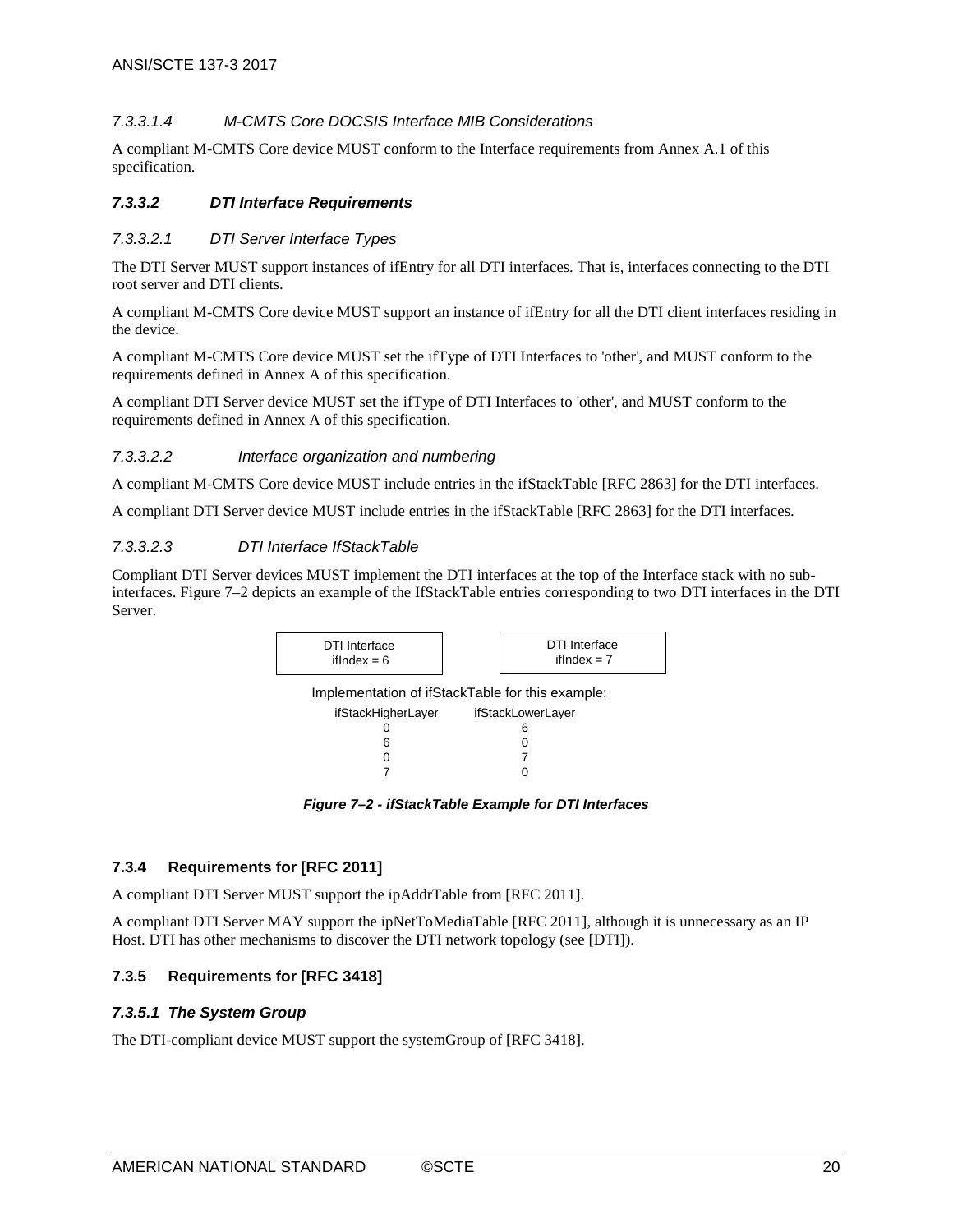#### 7.3.3.1.4 M-CMTS Core DOCSIS Interface MIB Considerations

A compliant M-CMTS Core device MUST conform to the Interface requirements from Annex A.1 of this specification.

### 7.3.3.2 DTI Interface Requirements

#### 7.3.3.2.1 DTI Server Interface Types

The DTI Server MUST support instances of ifEntry for all DTI interfaces. That is, interfaces connecting to the DTI root server and DTI clients.

A compliant M-CMTS Core device MUST support an instance of ifEntry for all the DTI client interfaces residing in the device.

A compliant M-CMTS Core device MUST set the ifType of DTI Interfaces to 'other', and MUST conform to the requirements defined in Annex A of this specification.

A compliant DTI Server device MUST set the ifType of DTI Interfaces to 'other', and MUST conform to the requirements defined in Annex A of this specification.

#### 7.3.3.2.2 Interface organization and numbering

A compliant M-CMTS Core device MUST include entries in the ifStackTable [RFC 2863] for the DTI interfaces.

A compliant DTI Server device MUST include entries in the ifStackTable [RFC 2863] for the DTI interfaces.

#### 7.3.3.2.3 DTI Interface IfStackTable

Compliant DTI Server devices MUST implement the DTI interfaces at the top of the Interface stack with no sub-interfaces. Figure 7–2 depicts an example of the IfStackTable entries corresponding to two DTI interfaces in the DTI Server.

| DTI Interface ifIndex = 6 | DTI Interface ifIndex = 7 |
|---|---|

Implementation of ifStackTable for this example:

| ifStackHigherLayer | ifStackLowerLayer |
|---|---|
| 0 | 6 |
| 6 | 0 |
| 0 | 7 |
| 7 | 0 |

***Figure 7–2 - ifStackTable Example for DTI Interfaces***

## 7.3.4 Requirements for [RFC 2011]

A compliant DTI Server MUST support the ipAddrTable from [RFC 2011].

A compliant DTI Server MAY support the ipNetToMediaTable [RFC 2011], although it is unnecessary as an IP Host. DTI has other mechanisms to discover the DTI network topology (see [DTI]).

## 7.3.5 Requirements for [RFC 3418]

### 7.3.5.1 The System Group

The DTI-compliant device MUST support the systemGroup of [RFC 3418].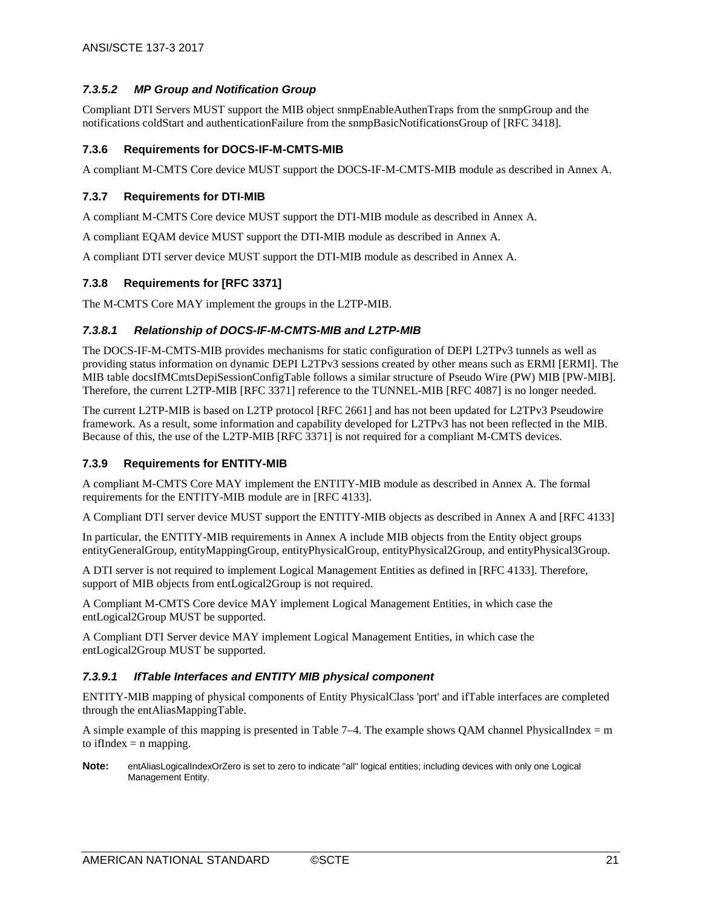#### *7.3.5.2 MP Group and Notification Group*

Compliant DTI Servers MUST support the MIB object snmpEnableAuthenTraps from the snmpGroup and the notifications coldStart and authenticationFailure from the snmpBasicNotificationsGroup of [RFC 3418].

### 7.3.6 Requirements for DOCS-IF-M-CMTS-MIB

A compliant M-CMTS Core device MUST support the DOCS-IF-M-CMTS-MIB module as described in Annex A.

### 7.3.7 Requirements for DTI-MIB

A compliant M-CMTS Core device MUST support the DTI-MIB module as described in Annex A.

A compliant EQAM device MUST support the DTI-MIB module as described in Annex A.

A compliant DTI server device MUST support the DTI-MIB module as described in Annex A.

### 7.3.8 Requirements for [RFC 3371]

The M-CMTS Core MAY implement the groups in the L2TP-MIB.

#### *7.3.8.1 Relationship of DOCS-IF-M-CMTS-MIB and L2TP-MIB*

The DOCS-IF-M-CMTS-MIB provides mechanisms for static configuration of DEPI L2TPv3 tunnels as well as providing status information on dynamic DEPI L2TPv3 sessions created by other means such as ERMI [ERMI]. The MIB table docsIfMCmtsDepiSessionConfigTable follows a similar structure of Pseudo Wire (PW) MIB [PW-MIB]. Therefore, the current L2TP-MIB [RFC 3371] reference to the TUNNEL-MIB [RFC 4087] is no longer needed.

The current L2TP-MIB is based on L2TP protocol [RFC 2661] and has not been updated for L2TPv3 Pseudowire framework. As a result, some information and capability developed for L2TPv3 has not been reflected in the MIB. Because of this, the use of the L2TP-MIB [RFC 3371] is not required for a compliant M-CMTS devices.

### 7.3.9 Requirements for ENTITY-MIB

A compliant M-CMTS Core MAY implement the ENTITY-MIB module as described in Annex A. The formal requirements for the ENTITY-MIB module are in [RFC 4133].

A Compliant DTI server device MUST support the ENTITY-MIB objects as described in Annex A and [RFC 4133]

In particular, the ENTITY-MIB requirements in Annex A include MIB objects from the Entity object groups entityGeneralGroup, entityMappingGroup, entityPhysicalGroup, entityPhysical2Group, and entityPhysical3Group.

A DTI server is not required to implement Logical Management Entities as defined in [RFC 4133]. Therefore, support of MIB objects from entLogical2Group is not required.

A Compliant M-CMTS Core device MAY implement Logical Management Entities, in which case the entLogical2Group MUST be supported.

A Compliant DTI Server device MAY implement Logical Management Entities, in which case the entLogical2Group MUST be supported.

#### *7.3.9.1 IfTable Interfaces and ENTITY MIB physical component*

ENTITY-MIB mapping of physical components of Entity PhysicalClass 'port' and ifTable interfaces are completed through the entAliasMappingTable.

A simple example of this mapping is presented in Table 7–4. The example shows QAM channel PhysicalIndex = m to ifIndex = n mapping.

**Note:** entAliasLogicalIndexOrZero is set to zero to indicate "all" logical entities; including devices with only one Logical Management Entity.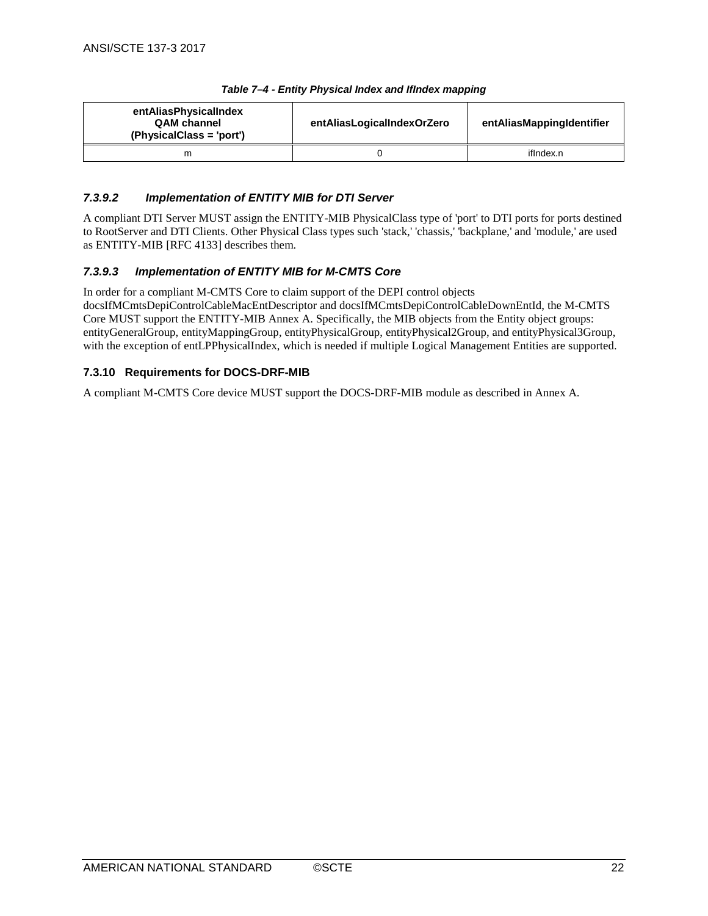*Table 7–4 - Entity Physical Index and IfIndex mapping*

| entAliasPhysicalIndex QAM channel (PhysicalClass = 'port') | entAliasLogicalIndexOrZero | entAliasMappingIdentifier |
|---|---|---|
| m | 0 | ifIndex.n |

#### *7.3.9.2 Implementation of ENTITY MIB for DTI Server*

A compliant DTI Server MUST assign the ENTITY-MIB PhysicalClass type of 'port' to DTI ports for ports destined to RootServer and DTI Clients. Other Physical Class types such 'stack,' 'chassis,' 'backplane,' and 'module,' are used as ENTITY-MIB [RFC 4133] describes them.

#### *7.3.9.3 Implementation of ENTITY MIB for M-CMTS Core*

In order for a compliant M-CMTS Core to claim support of the DEPI control objects docsIfMCmtsDepiControlCableMacEntDescriptor and docsIfMCmtsDepiControlCableDownEntId, the M-CMTS Core MUST support the ENTITY-MIB Annex A. Specifically, the MIB objects from the Entity object groups: entityGeneralGroup, entityMappingGroup, entityPhysicalGroup, entityPhysical2Group, and entityPhysical3Group, with the exception of entLPPhysicalIndex, which is needed if multiple Logical Management Entities are supported.

### 7.3.10 Requirements for DOCS-DRF-MIB

A compliant M-CMTS Core device MUST support the DOCS-DRF-MIB module as described in Annex A.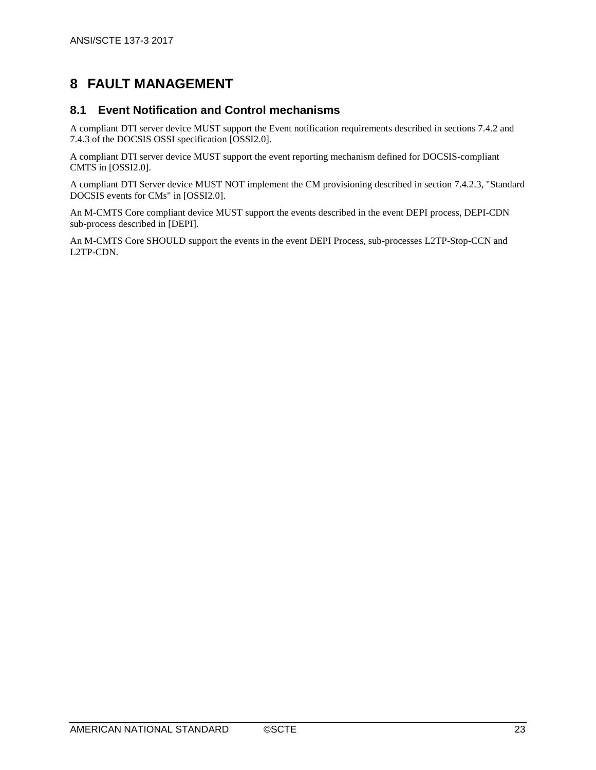# 8 FAULT MANAGEMENT

## 8.1 Event Notification and Control mechanisms

A compliant DTI server device MUST support the Event notification requirements described in sections 7.4.2 and 7.4.3 of the DOCSIS OSSI specification [OSSI2.0].

A compliant DTI server device MUST support the event reporting mechanism defined for DOCSIS-compliant CMTS in [OSSI2.0].

A compliant DTI Server device MUST NOT implement the CM provisioning described in section 7.4.2.3, "Standard DOCSIS events for CMs" in [OSSI2.0].

An M-CMTS Core compliant device MUST support the events described in the event DEPI process, DEPI-CDN sub-process described in [DEPI].

An M-CMTS Core SHOULD support the events in the event DEPI Process, sub-processes L2TP-Stop-CCN and L2TP-CDN.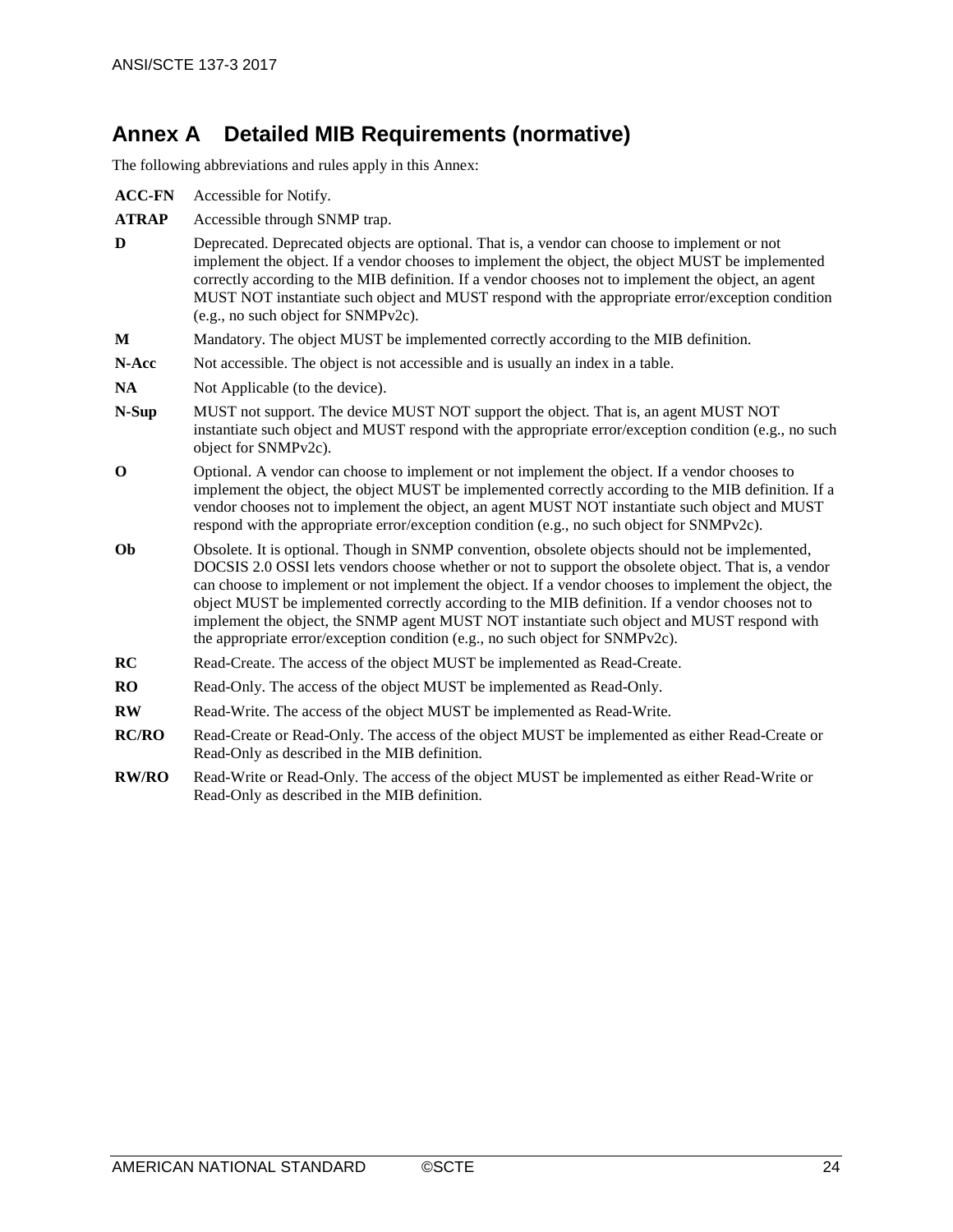# Annex A Detailed MIB Requirements (normative)

The following abbreviations and rules apply in this Annex:

**ACC-FN** Accessible for Notify.

**ATRAP** Accessible through SNMP trap.

**D** Deprecated. Deprecated objects are optional. That is, a vendor can choose to implement or not implement the object. If a vendor chooses to implement the object, the object MUST be implemented correctly according to the MIB definition. If a vendor chooses not to implement the object, an agent MUST NOT instantiate such object and MUST respond with the appropriate error/exception condition (e.g., no such object for SNMPv2c).

**M** Mandatory. The object MUST be implemented correctly according to the MIB definition.

**N-Acc** Not accessible. The object is not accessible and is usually an index in a table.

**NA** Not Applicable (to the device).

**N-Sup** MUST not support. The device MUST NOT support the object. That is, an agent MUST NOT instantiate such object and MUST respond with the appropriate error/exception condition (e.g., no such object for SNMPv2c).

**O** Optional. A vendor can choose to implement or not implement the object. If a vendor chooses to implement the object, the object MUST be implemented correctly according to the MIB definition. If a vendor chooses not to implement the object, an agent MUST NOT instantiate such object and MUST respond with the appropriate error/exception condition (e.g., no such object for SNMPv2c).

**Ob** Obsolete. It is optional. Though in SNMP convention, obsolete objects should not be implemented, DOCSIS 2.0 OSSI lets vendors choose whether or not to support the obsolete object. That is, a vendor can choose to implement or not implement the object. If a vendor chooses to implement the object, the object MUST be implemented correctly according to the MIB definition. If a vendor chooses not to implement the object, the SNMP agent MUST NOT instantiate such object and MUST respond with the appropriate error/exception condition (e.g., no such object for SNMPv2c).

**RC** Read-Create. The access of the object MUST be implemented as Read-Create.

**RO** Read-Only. The access of the object MUST be implemented as Read-Only.

**RW** Read-Write. The access of the object MUST be implemented as Read-Write.

**RC/RO** Read-Create or Read-Only. The access of the object MUST be implemented as either Read-Create or Read-Only as described in the MIB definition.

**RW/RO** Read-Write or Read-Only. The access of the object MUST be implemented as either Read-Write or Read-Only as described in the MIB definition.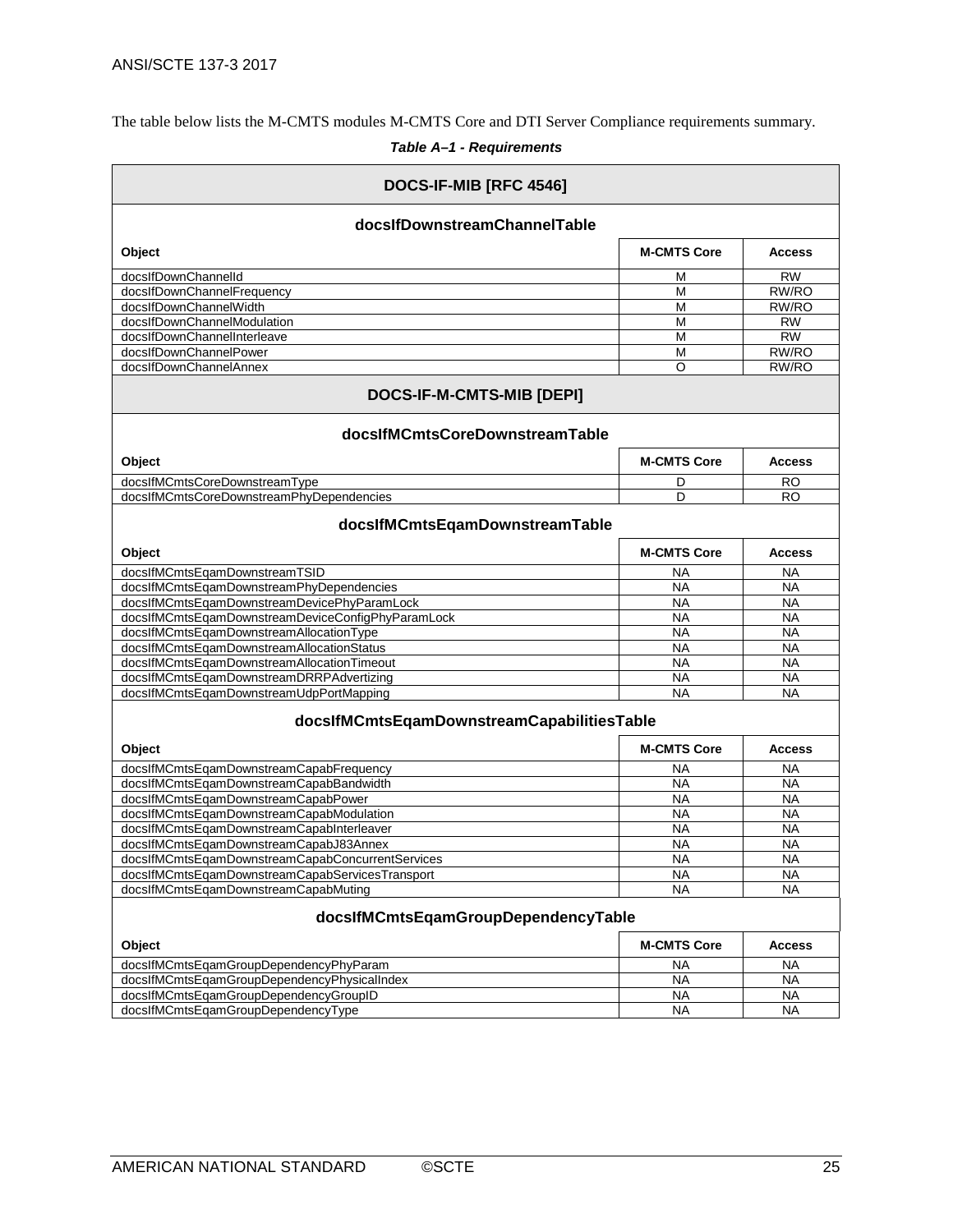The table below lists the M-CMTS modules M-CMTS Core and DTI Server Compliance requirements summary.

***Table A–1 - Requirements***

| DOCS-IF-MIB [RFC 4546] | | |
|---|---|---|
| **docsIfDownstreamChannelTable** | | |
| **Object** | **M-CMTS Core** | **Access** |
| docsIfDownChannelId | M | RW |
| docsIfDownChannelFrequency | M | RW/RO |
| docsIfDownChannelWidth | M | RW/RO |
| docsIfDownChannelModulation | M | RW |
| docsIfDownChannelInterleave | M | RW |
| docsIfDownChannelPower | M | RW/RO |
| docsIfDownChannelAnnex | O | RW/RO |
| **DOCS-IF-M-CMTS-MIB [DEPI]** | | |
| **docsIfMCmtsCoreDownstreamTable** | | |
| **Object** | **M-CMTS Core** | **Access** |
| docsIfMCmtsCoreDownstreamType | D | RO |
| docsIfMCmtsCoreDownstreamPhyDependencies | D | RO |
| **docsIfMCmtsEqamDownstreamTable** | | |
| **Object** | **M-CMTS Core** | **Access** |
| docsIfMCmtsEqamDownstreamTSID | NA | NA |
| docsIfMCmtsEqamDownstreamPhyDependencies | NA | NA |
| docsIfMCmtsEqamDownstreamDevicePhyParamLock | NA | NA |
| docsIfMCmtsEqamDownstreamDeviceConfigPhyParamLock | NA | NA |
| docsIfMCmtsEqamDownstreamAllocationType | NA | NA |
| docsIfMCmtsEqamDownstreamAllocationStatus | NA | NA |
| docsIfMCmtsEqamDownstreamAllocationTimeout | NA | NA |
| docsIfMCmtsEqamDownstreamDRRPAdvertizing | NA | NA |
| docsIfMCmtsEqamDownstreamUdpPortMapping | NA | NA |
| **docsIfMCmtsEqamDownstreamCapabilitiesTable** | | |
| **Object** | **M-CMTS Core** | **Access** |
| docsIfMCmtsEqamDownstreamCapabFrequency | NA | NA |
| docsIfMCmtsEqamDownstreamCapabBandwidth | NA | NA |
| docsIfMCmtsEqamDownstreamCapabPower | NA | NA |
| docsIfMCmtsEqamDownstreamCapabModulation | NA | NA |
| docsIfMCmtsEqamDownstreamCapabInterleaver | NA | NA |
| docsIfMCmtsEqamDownstreamCapabJ83Annex | NA | NA |
| docsIfMCmtsEqamDownstreamCapabConcurrentServices | NA | NA |
| docsIfMCmtsEqamDownstreamCapabServicesTransport | NA | NA |
| docsIfMCmtsEqamDownstreamCapabMuting | NA | NA |
| **docsIfMCmtsEqamGroupDependencyTable** | | |
| **Object** | **M-CMTS Core** | **Access** |
| docsIfMCmtsEqamGroupDependencyPhyParam | NA | NA |
| docsIfMCmtsEqamGroupDependencyPhysicalIndex | NA | NA |
| docsIfMCmtsEqamGroupDependencyGroupID | NA | NA |
| docsIfMCmtsEqamGroupDependencyType | NA | NA |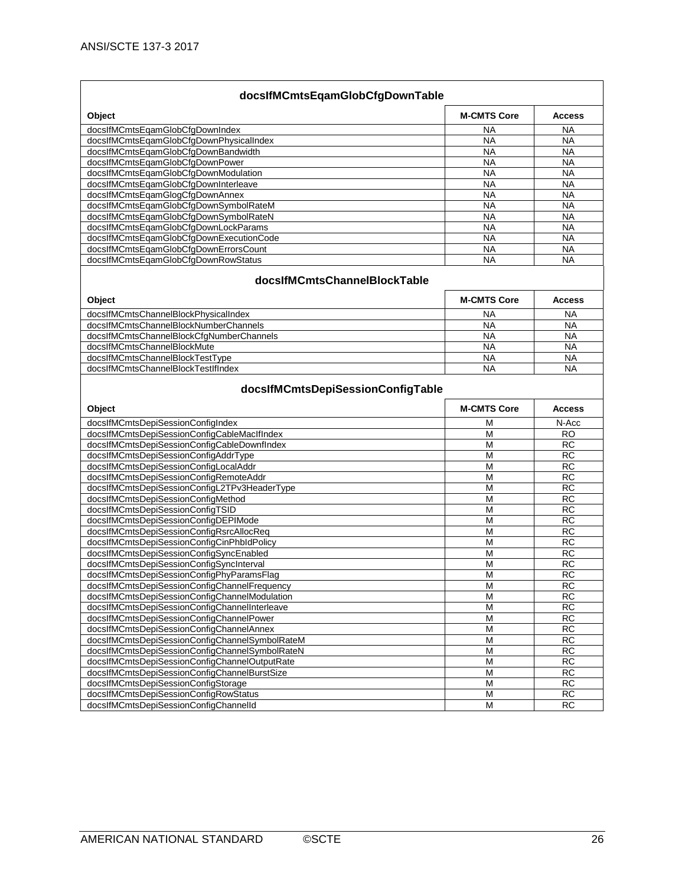| docsIfMCmtsEqamGlobCfgDownTable | | |
|---|---|---|
| **Object** | **M-CMTS Core** | **Access** |
| docsIfMCmtsEqamGlobCfgDownIndex | NA | NA |
| docsIfMCmtsEqamGlobCfgDownPhysicalIndex | NA | NA |
| docsIfMCmtsEqamGlobCfgDownBandwidth | NA | NA |
| docsIfMCmtsEqamGlobCfgDownPower | NA | NA |
| docsIfMCmtsEqamGlobCfgDownModulation | NA | NA |
| docsIfMCmtsEqamGlobCfgDownInterleave | NA | NA |
| docsIfMCmtsEqamGlogCfgDownAnnex | NA | NA |
| docsIfMCmtsEqamGlobCfgDownSymbolRateM | NA | NA |
| docsIfMCmtsEqamGlobCfgDownSymbolRateN | NA | NA |
| docsIfMCmtsEqamGlobCfgDownLockParams | NA | NA |
| docsIfMCmtsEqamGlobCfgDownExecutionCode | NA | NA |
| docsIfMCmtsEqamGlobCfgDownErrorsCount | NA | NA |
| docsIfMCmtsEqamGlobCfgDownRowStatus | NA | NA |

| docsIfMCmtsChannelBlockTable | | |
|---|---|---|
| **Object** | **M-CMTS Core** | **Access** |
| docsIfMCmtsChannelBlockPhysicalIndex | NA | NA |
| docsIfMCmtsChannelBlockNumberChannels | NA | NA |
| docsIfMCmtsChannelBlockCfgNumberChannels | NA | NA |
| docsIfMCmtsChannelBlockMute | NA | NA |
| docsIfMCmtsChannelBlockTestType | NA | NA |
| docsIfMCmtsChannelBlockTestIfIndex | NA | NA |

| docsIfMCmtsDepiSessionConfigTable | | |
|---|---|---|
| **Object** | **M-CMTS Core** | **Access** |
| docsIfMCmtsDepiSessionConfigIndex | M | N-Acc |
| docsIfMCmtsDepiSessionConfigCableMacIfIndex | M | RO |
| docsIfMCmtsDepiSessionConfigCableDownfIndex | M | RC |
| docsIfMCmtsDepiSessionConfigAddrType | M | RC |
| docsIfMCmtsDepiSessionConfigLocalAddr | M | RC |
| docsIfMCmtsDepiSessionConfigRemoteAddr | M | RC |
| docsIfMCmtsDepiSessionConfigL2TPv3HeaderType | M | RC |
| docsIfMCmtsDepiSessionConfigMethod | M | RC |
| docsIfMCmtsDepiSessionConfigTSID | M | RC |
| docsIfMCmtsDepiSessionConfigDEPIMode | M | RC |
| docsIfMCmtsDepiSessionConfigRsrcAllocReq | M | RC |
| docsIfMCmtsDepiSessionConfigCinPhbIdPolicy | M | RC |
| docsIfMCmtsDepiSessionConfigSyncEnabled | M | RC |
| docsIfMCmtsDepiSessionConfigSyncInterval | M | RC |
| docsIfMCmtsDepiSessionConfigPhyParamsFlag | M | RC |
| docsIfMCmtsDepiSessionConfigChannelFrequency | M | RC |
| docsIfMCmtsDepiSessionConfigChannelModulation | M | RC |
| docsIfMCmtsDepiSessionConfigChannelInterleave | M | RC |
| docsIfMCmtsDepiSessionConfigChannelPower | M | RC |
| docsIfMCmtsDepiSessionConfigChannelAnnex | M | RC |
| docsIfMCmtsDepiSessionConfigChannelSymbolRateM | M | RC |
| docsIfMCmtsDepiSessionConfigChannelSymbolRateN | M | RC |
| docsIfMCmtsDepiSessionConfigChannelOutputRate | M | RC |
| docsIfMCmtsDepiSessionConfigChannelBurstSize | M | RC |
| docsIfMCmtsDepiSessionConfigStorage | M | RC |
| docsIfMCmtsDepiSessionConfigRowStatus | M | RC |
| docsIfMCmtsDepiSessionConfigChannelId | M | RC |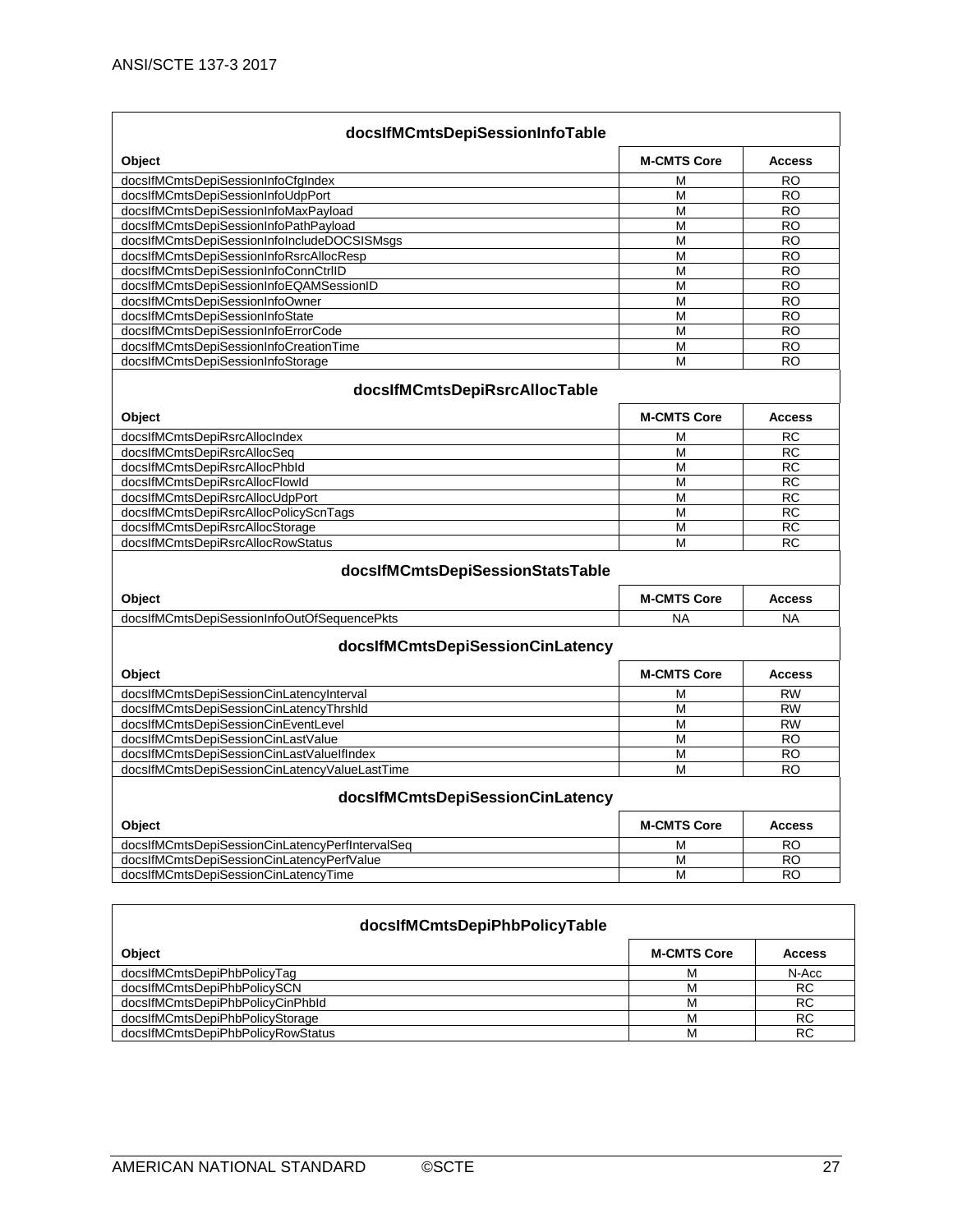| docsIfMCmtsDepiSessionInfoTable | | |
|---|---|---|
| **Object** | **M-CMTS Core** | **Access** |
| docsIfMCmtsDepiSessionInfoCfgIndex | M | RO |
| docsIfMCmtsDepiSessionInfoUdpPort | M | RO |
| docsIfMCmtsDepiSessionInfoMaxPayload | M | RO |
| docsIfMCmtsDepiSessionInfoPathPayload | M | RO |
| docsIfMCmtsDepiSessionInfoIncludeDOCSISMsgs | M | RO |
| docsIfMCmtsDepiSessionInfoRsrcAllocResp | M | RO |
| docsIfMCmtsDepiSessionInfoConnCtrlID | M | RO |
| docsIfMCmtsDepiSessionInfoEQAMSessionID | M | RO |
| docsIfMCmtsDepiSessionInfoOwner | M | RO |
| docsIfMCmtsDepiSessionInfoState | M | RO |
| docsIfMCmtsDepiSessionInfoErrorCode | M | RO |
| docsIfMCmtsDepiSessionInfoCreationTime | M | RO |
| docsIfMCmtsDepiSessionInfoStorage | M | RO |

| docsIfMCmtsDepiRsrcAllocTable | | |
|---|---|---|
| **Object** | **M-CMTS Core** | **Access** |
| docsIfMCmtsDepiRsrcAllocIndex | M | RC |
| docsIfMCmtsDepiRsrcAllocSeq | M | RC |
| docsIfMCmtsDepiRsrcAllocPhbId | M | RC |
| docsIfMCmtsDepiRsrcAllocFlowId | M | RC |
| docsIfMCmtsDepiRsrcAllocUdpPort | M | RC |
| docsIfMCmtsDepiRsrcAllocPolicyScnTags | M | RC |
| docsIfMCmtsDepiRsrcAllocStorage | M | RC |
| docsIfMCmtsDepiRsrcAllocRowStatus | M | RC |

| docsIfMCmtsDepiSessionStatsTable | | |
|---|---|---|
| **Object** | **M-CMTS Core** | **Access** |
| docsIfMCmtsDepiSessionInfoOutOfSequencePkts | NA | NA |

| docsIfMCmtsDepiSessionCinLatency | | |
|---|---|---|
| **Object** | **M-CMTS Core** | **Access** |
| docsIfMCmtsDepiSessionCinLatencyInterval | M | RW |
| docsIfMCmtsDepiSessionCinLatencyThrshld | M | RW |
| docsIfMCmtsDepiSessionCinEventLevel | M | RW |
| docsIfMCmtsDepiSessionCinLastValue | M | RO |
| docsIfMCmtsDepiSessionCinLastValueIfIndex | M | RO |
| docsIfMCmtsDepiSessionCinLatencyValueLastTime | M | RO |

| docsIfMCmtsDepiSessionCinLatency | | |
|---|---|---|
| **Object** | **M-CMTS Core** | **Access** |
| docsIfMCmtsDepiSessionCinLatencyPerfIntervalSeq | M | RO |
| docsIfMCmtsDepiSessionCinLatencyPerfValue | M | RO |
| docsIfMCmtsDepiSessionCinLatencyTime | M | RO |

| docsIfMCmtsDepiPhbPolicyTable | | |
|---|---|---|
| **Object** | **M-CMTS Core** | **Access** |
| docsIfMCmtsDepiPhbPolicyTag | M | N-Acc |
| docsIfMCmtsDepiPhbPolicySCN | M | RC |
| docsIfMCmtsDepiPhbPolicyCinPhbId | M | RC |
| docsIfMCmtsDepiPhbPolicyStorage | M | RC |
| docsIfMCmtsDepiPhbPolicyRowStatus | M | RC |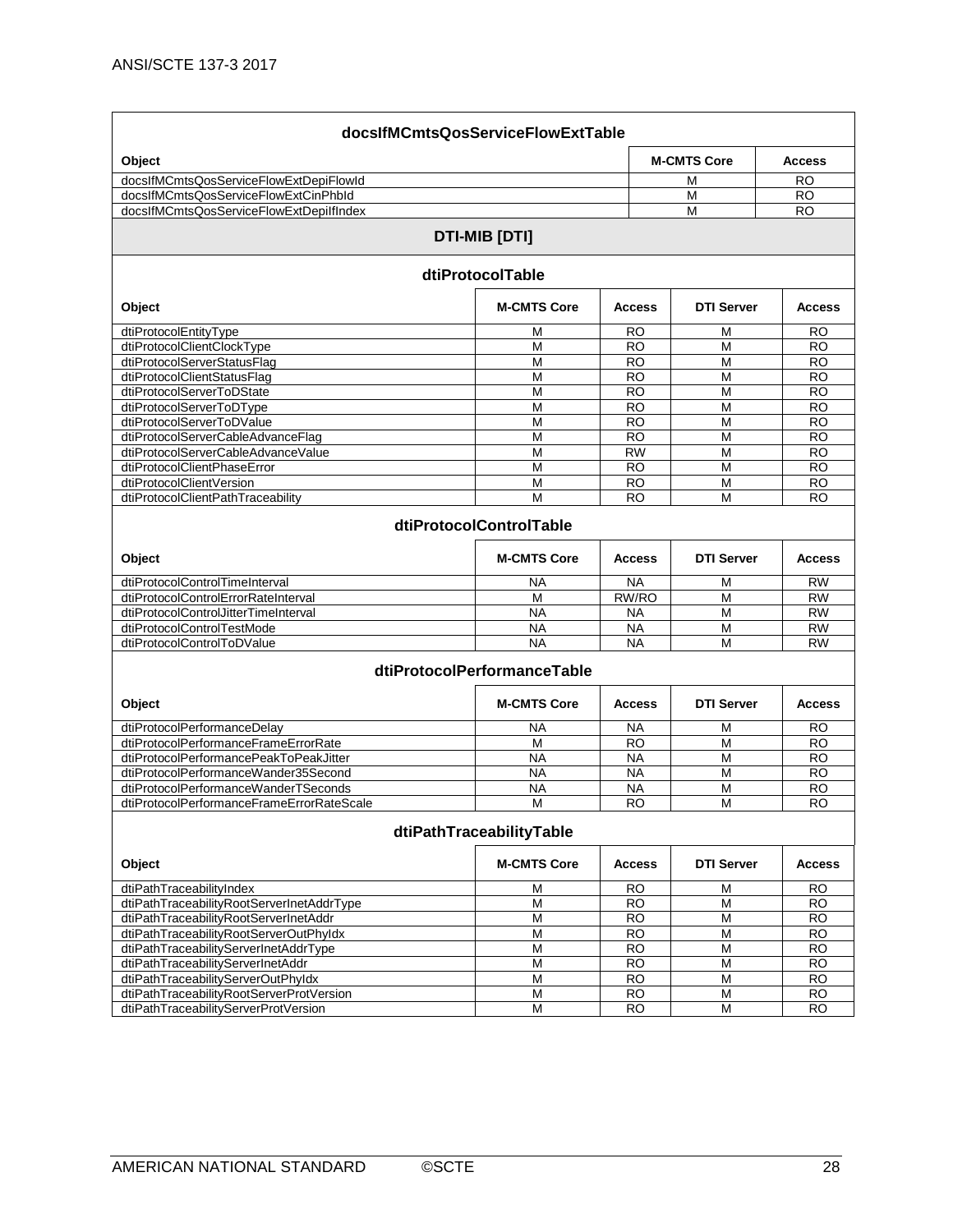| docsIfMCmtsQosServiceFlowExtTable | | |
|---|---|---|
| **Object** | **M-CMTS Core** | **Access** |
| docsIfMCmtsQosServiceFlowExtDepiFlowId | M | RO |
| docsIfMCmtsQosServiceFlowExtCinPhbId | M | RO |
| docsIfMCmtsQosServiceFlowExtDepiIfIndex | M | RO |

## DTI-MIB [DTI]

| dtiProtocolTable | | | | |
|---|---|---|---|---|
| **Object** | **M-CMTS Core** | **Access** | **DTI Server** | **Access** |
| dtiProtocolEntityType | M | RO | M | RO |
| dtiProtocolClientClockType | M | RO | M | RO |
| dtiProtocolServerStatusFlag | M | RO | M | RO |
| dtiProtocolClientStatusFlag | M | RO | M | RO |
| dtiProtocolServerToDState | M | RO | M | RO |
| dtiProtocolServerToDType | M | RO | M | RO |
| dtiProtocolServerToDValue | M | RO | M | RO |
| dtiProtocolServerCableAdvanceFlag | M | RO | M | RO |
| dtiProtocolServerCableAdvanceValue | M | RW | M | RO |
| dtiProtocolClientPhaseError | M | RO | M | RO |
| dtiProtocolClientVersion | M | RO | M | RO |
| dtiProtocolClientPathTraceability | M | RO | M | RO |

| dtiProtocolControlTable | | | | |
|---|---|---|---|---|
| **Object** | **M-CMTS Core** | **Access** | **DTI Server** | **Access** |
| dtiProtocolControlTimeInterval | NA | NA | M | RW |
| dtiProtocolControlErrorRateInterval | M | RW/RO | M | RW |
| dtiProtocolControlJitterTimeInterval | NA | NA | M | RW |
| dtiProtocolControlTestMode | NA | NA | M | RW |
| dtiProtocolControlToDValue | NA | NA | M | RW |

| dtiProtocolPerformanceTable | | | | |
|---|---|---|---|---|
| **Object** | **M-CMTS Core** | **Access** | **DTI Server** | **Access** |
| dtiProtocolPerformanceDelay | NA | NA | M | RO |
| dtiProtocolPerformanceFrameErrorRate | M | RO | M | RO |
| dtiProtocolPerformancePeakToPeakJitter | NA | NA | M | RO |
| dtiProtocolPerformanceWander35Second | NA | NA | M | RO |
| dtiProtocolPerformanceWanderTSeconds | NA | NA | M | RO |
| dtiProtocolPerformanceFrameErrorRateScale | M | RO | M | RO |

| dtiPathTraceabilityTable | | | | |
|---|---|---|---|---|
| **Object** | **M-CMTS Core** | **Access** | **DTI Server** | **Access** |
| dtiPathTraceabilityIndex | M | RO | M | RO |
| dtiPathTraceabilityRootServerInetAddrType | M | RO | M | RO |
| dtiPathTraceabilityRootServerInetAddr | M | RO | M | RO |
| dtiPathTraceabilityRootServerOutPhyIdx | M | RO | M | RO |
| dtiPathTraceabilityServerInetAddrType | M | RO | M | RO |
| dtiPathTraceabilityServerInetAddr | M | RO | M | RO |
| dtiPathTraceabilityServerOutPhyIdx | M | RO | M | RO |
| dtiPathTraceabilityRootServerProtVersion | M | RO | M | RO |
| dtiPathTraceabilityServerProtVersion | M | RO | M | RO |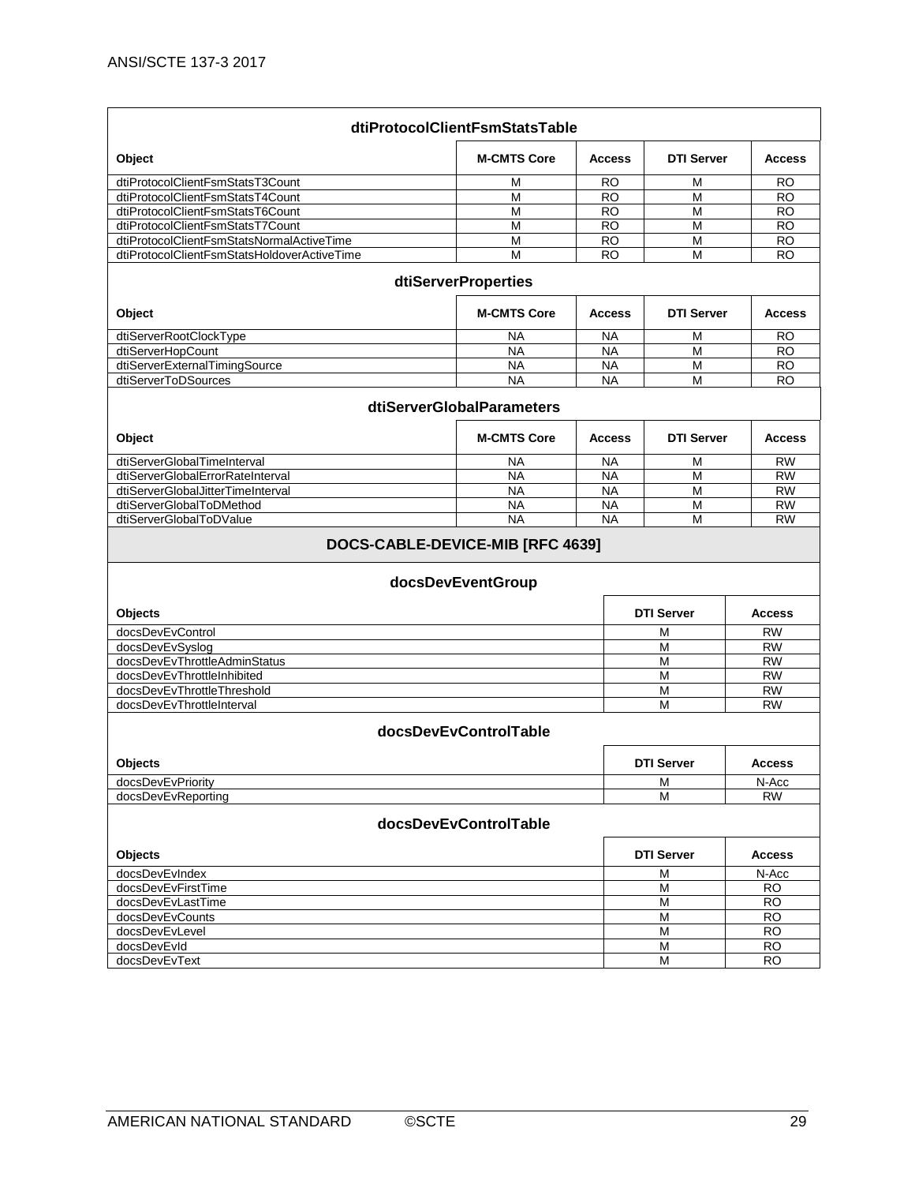| dtiProtocolClientFsmStatsTable | | | | |
|---|---|---|---|---|
| **Object** | **M-CMTS Core** | **Access** | **DTI Server** | **Access** |
| dtiProtocolClientFsmStatsT3Count | M | RO | M | RO |
| dtiProtocolClientFsmStatsT4Count | M | RO | M | RO |
| dtiProtocolClientFsmStatsT6Count | M | RO | M | RO |
| dtiProtocolClientFsmStatsT7Count | M | RO | M | RO |
| dtiProtocolClientFsmStatsNormalActiveTime | M | RO | M | RO |
| dtiProtocolClientFsmStatsHoldoverActiveTime | M | RO | M | RO |

| dtiServerProperties | | | | |
|---|---|---|---|---|
| **Object** | **M-CMTS Core** | **Access** | **DTI Server** | **Access** |
| dtiServerRootClockType | NA | NA | M | RO |
| dtiServerHopCount | NA | NA | M | RO |
| dtiServerExternalTimingSource | NA | NA | M | RO |
| dtiServerToDSources | NA | NA | M | RO |

| dtiServerGlobalParameters | | | | |
|---|---|---|---|---|
| **Object** | **M-CMTS Core** | **Access** | **DTI Server** | **Access** |
| dtiServerGlobalTimeInterval | NA | NA | M | RW |
| dtiServerGlobalErrorRateInterval | NA | NA | M | RW |
| dtiServerGlobalJitterTimeInterval | NA | NA | M | RW |
| dtiServerGlobalToDMethod | NA | NA | M | RW |
| dtiServerGlobalToDValue | NA | NA | M | RW |

**DOCS-CABLE-DEVICE-MIB [RFC 4639]**

| docsDevEventGroup | | |
|---|---|---|
| **Objects** | **DTI Server** | **Access** |
| docsDevEvControl | M | RW |
| docsDevEvSyslog | M | RW |
| docsDevEvThrottleAdminStatus | M | RW |
| docsDevEvThrottleInhibited | M | RW |
| docsDevEvThrottleThreshold | M | RW |
| docsDevEvThrottleInterval | M | RW |

| docsDevEvControlTable | | |
|---|---|---|
| **Objects** | **DTI Server** | **Access** |
| docsDevEvPriority | M | N-Acc |
| docsDevEvReporting | M | RW |

| docsDevEvControlTable | | |
|---|---|---|
| **Objects** | **DTI Server** | **Access** |
| docsDevEvIndex | M | N-Acc |
| docsDevEvFirstTime | M | RO |
| docsDevEvLastTime | M | RO |
| docsDevEvCounts | M | RO |
| docsDevEvLevel | M | RO |
| docsDevEvId | M | RO |
| docsDevEvText | M | RO |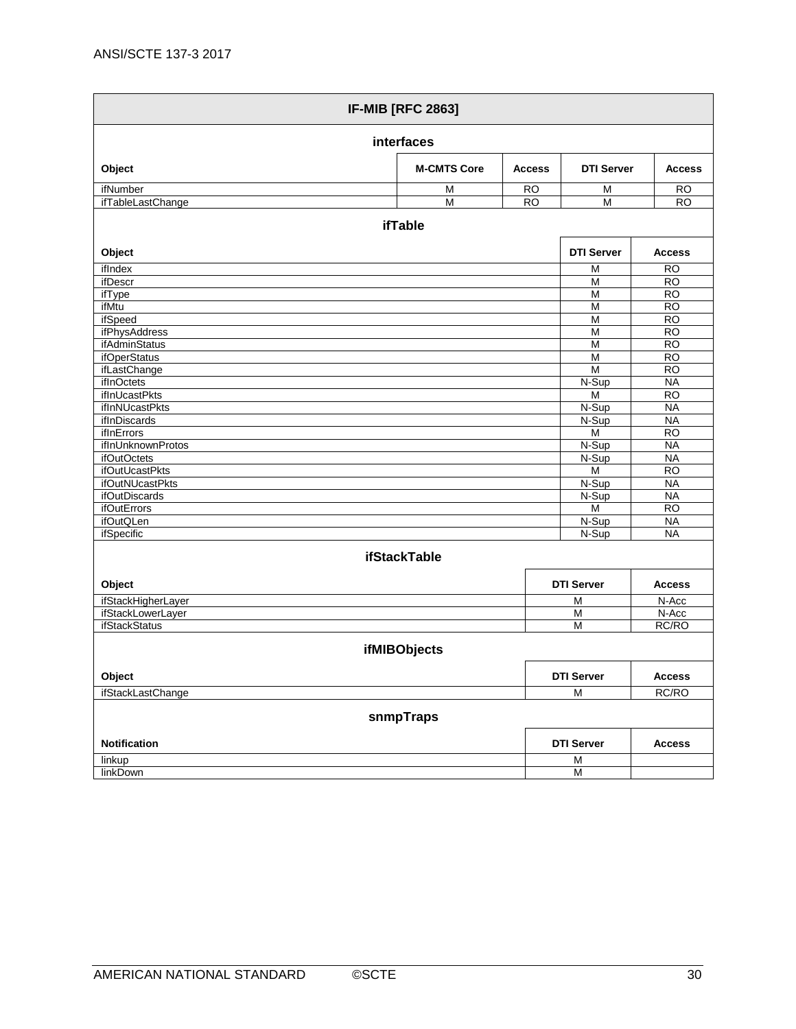**IF-MIB [RFC 2863]**

**interfaces**

| Object | M-CMTS Core | Access | DTI Server | Access |
|---|---|---|---|---|
| ifNumber | M | RO | M | RO |
| ifTableLastChange | M | RO | M | RO |

**ifTable**

| Object | DTI Server | Access |
|---|---|---|
| ifIndex | M | RO |
| ifDescr | M | RO |
| ifType | M | RO |
| ifMtu | M | RO |
| ifSpeed | M | RO |
| ifPhysAddress | M | RO |
| ifAdminStatus | M | RO |
| ifOperStatus | M | RO |
| ifLastChange | M | RO |
| ifInOctets | N-Sup | NA |
| ifInUcastPkts | M | RO |
| ifInNUcastPkts | N-Sup | NA |
| ifInDiscards | N-Sup | NA |
| ifInErrors | M | RO |
| ifInUnknownProtos | N-Sup | NA |
| ifOutOctets | N-Sup | NA |
| ifOutUcastPkts | M | RO |
| ifOutNUcastPkts | N-Sup | NA |
| ifOutDiscards | N-Sup | NA |
| ifOutErrors | M | RO |
| ifOutQLen | N-Sup | NA |
| ifSpecific | N-Sup | NA |

**ifStackTable**

| Object | DTI Server | Access |
|---|---|---|
| ifStackHigherLayer | M | N-Acc |
| ifStackLowerLayer | M | N-Acc |
| ifStackStatus | M | RC/RO |

**ifMIBObjects**

| Object | DTI Server | Access |
|---|---|---|
| ifStackLastChange | M | RC/RO |

**snmpTraps**

| Notification | DTI Server | Access |
|---|---|---|
| linkup | M | |
| linkDown | M | |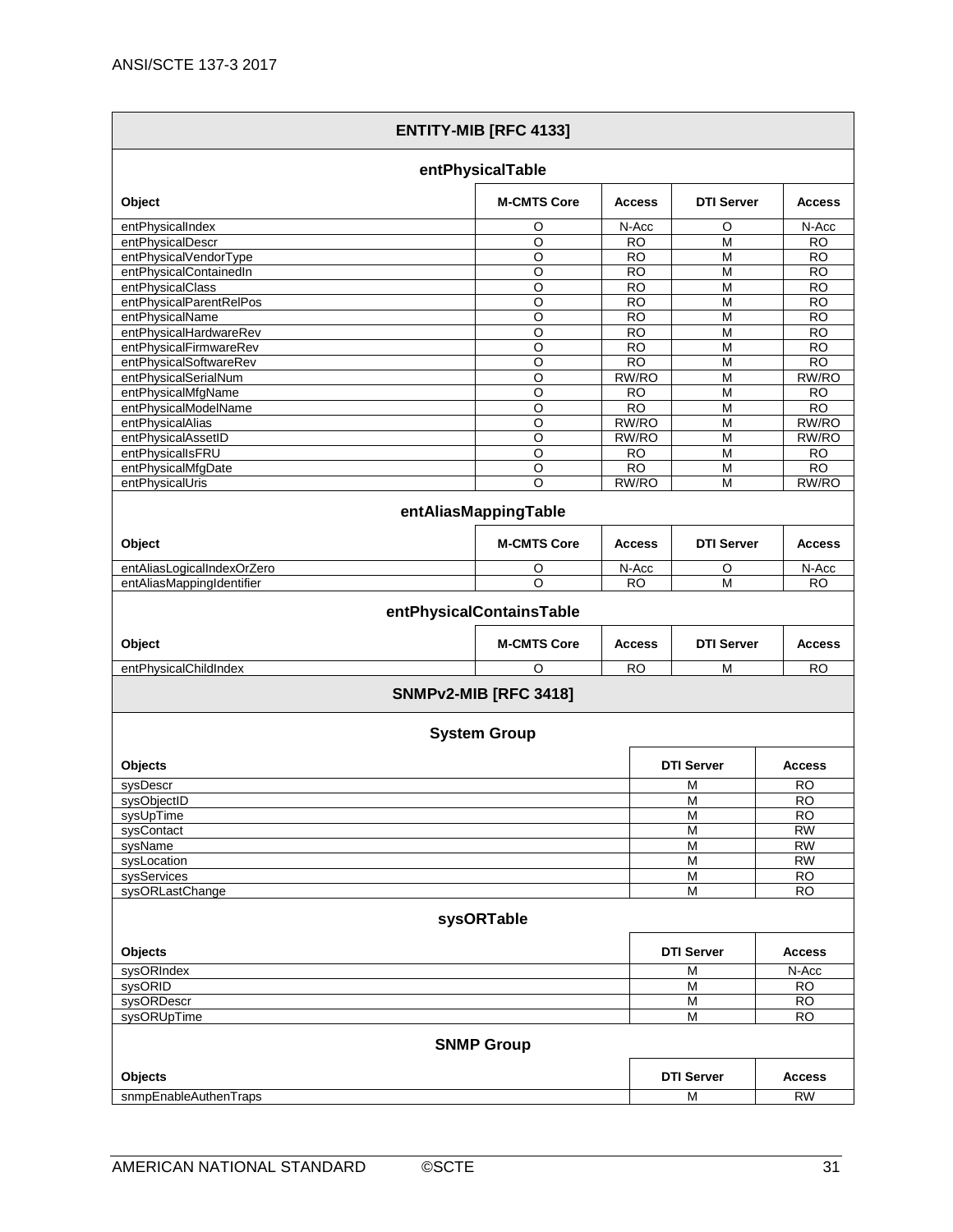| ENTITY-MIB [RFC 4133] | | | | |
|---|---|---|---|---|
| **entPhysicalTable** | | | | |
| **Object** | **M-CMTS Core** | **Access** | **DTI Server** | **Access** |
| entPhysicalIndex | O | N-Acc | O | N-Acc |
| entPhysicalDescr | O | RO | M | RO |
| entPhysicalVendorType | O | RO | M | RO |
| entPhysicalContainedIn | O | RO | M | RO |
| entPhysicalClass | O | RO | M | RO |
| entPhysicalParentRelPos | O | RO | M | RO |
| entPhysicalName | O | RO | M | RO |
| entPhysicalHardwareRev | O | RO | M | RO |
| entPhysicalFirmwareRev | O | RO | M | RO |
| entPhysicalSoftwareRev | O | RO | M | RO |
| entPhysicalSerialNum | O | RW/RO | M | RW/RO |
| entPhysicalMfgName | O | RO | M | RO |
| entPhysicalModelName | O | RO | M | RO |
| entPhysicalAlias | O | RW/RO | M | RW/RO |
| entPhysicalAssetID | O | RW/RO | M | RW/RO |
| entPhysicalIsFRU | O | RO | M | RO |
| entPhysicalMfgDate | O | RO | M | RO |
| entPhysicalUris | O | RW/RO | M | RW/RO |
| **entAliasMappingTable** | | | | |
| **Object** | **M-CMTS Core** | **Access** | **DTI Server** | **Access** |
| entAliasLogicalIndexOrZero | O | N-Acc | O | N-Acc |
| entAliasMappingIdentifier | O | RO | M | RO |
| **entPhysicalContainsTable** | | | | |
| **Object** | **M-CMTS Core** | **Access** | **DTI Server** | **Access** |
| entPhysicalChildIndex | O | RO | M | RO |

| SNMPv2-MIB [RFC 3418] | | |
|---|---|---|
| **System Group** | | |
| **Objects** | **DTI Server** | **Access** |
| sysDescr | M | RO |
| sysObjectID | M | RO |
| sysUpTime | M | RO |
| sysContact | M | RW |
| sysName | M | RW |
| sysLocation | M | RW |
| sysServices | M | RO |
| sysORLastChange | M | RO |
| **sysORTable** | | |
| **Objects** | **DTI Server** | **Access** |
| sysORIndex | M | N-Acc |
| sysORID | M | RO |
| sysORDescr | M | RO |
| sysORUpTime | M | RO |
| **SNMP Group** | | |
| **Objects** | **DTI Server** | **Access** |
| snmpEnableAuthenTraps | M | RW |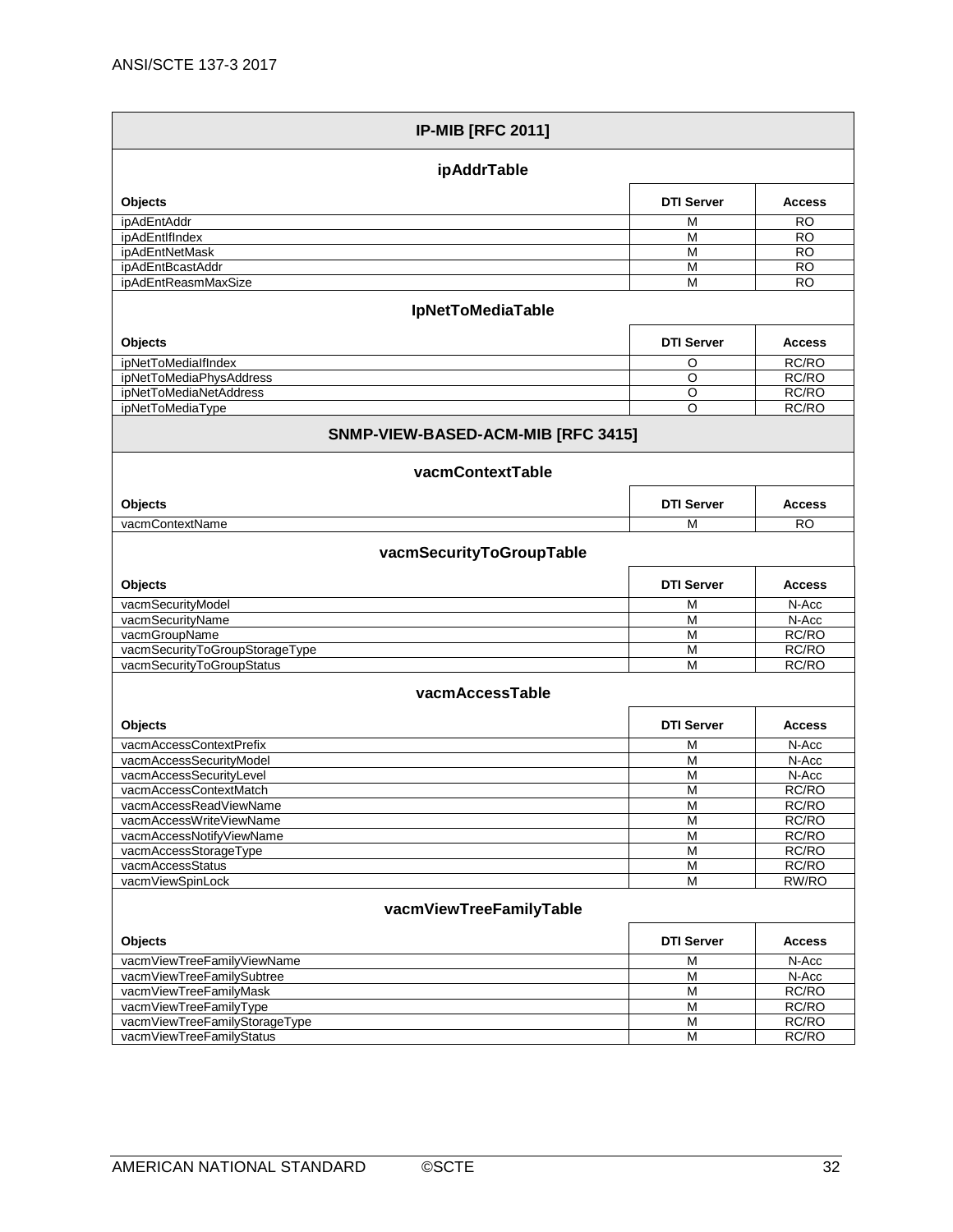| IP-MIB [RFC 2011] | | |
|---|---|---|
| **ipAddrTable** | | |
| **Objects** | **DTI Server** | **Access** |
| ipAdEntAddr | M | RO |
| ipAdEntIfIndex | M | RO |
| ipAdEntNetMask | M | RO |
| ipAdEntBcastAddr | M | RO |
| ipAdEntReasmMaxSize | M | RO |
| **IpNetToMediaTable** | | |
| **Objects** | **DTI Server** | **Access** |
| ipNetToMediaIfIndex | O | RC/RO |
| ipNetToMediaPhysAddress | O | RC/RO |
| ipNetToMediaNetAddress | O | RC/RO |
| ipNetToMediaType | O | RC/RO |

| SNMP-VIEW-BASED-ACM-MIB [RFC 3415] | | |
|---|---|---|
| **vacmContextTable** | | |
| **Objects** | **DTI Server** | **Access** |
| vacmContextName | M | RO |
| **vacmSecurityToGroupTable** | | |
| **Objects** | **DTI Server** | **Access** |
| vacmSecurityModel | M | N-Acc |
| vacmSecurityName | M | N-Acc |
| vacmGroupName | M | RC/RO |
| vacmSecurityToGroupStorageType | M | RC/RO |
| vacmSecurityToGroupStatus | M | RC/RO |
| **vacmAccessTable** | | |
| **Objects** | **DTI Server** | **Access** |
| vacmAccessContextPrefix | M | N-Acc |
| vacmAccessSecurityModel | M | N-Acc |
| vacmAccessSecurityLevel | M | N-Acc |
| vacmAccessContextMatch | M | RC/RO |
| vacmAccessReadViewName | M | RC/RO |
| vacmAccessWriteViewName | M | RC/RO |
| vacmAccessNotifyViewName | M | RC/RO |
| vacmAccessStorageType | M | RC/RO |
| vacmAccessStatus | M | RC/RO |
| vacmViewSpinLock | M | RW/RO |
| **vacmViewTreeFamilyTable** | | |
| **Objects** | **DTI Server** | **Access** |
| vacmViewTreeFamilyViewName | M | N-Acc |
| vacmViewTreeFamilySubtree | M | N-Acc |
| vacmViewTreeFamilyMask | M | RC/RO |
| vacmViewTreeFamilyType | M | RC/RO |
| vacmViewTreeFamilyStorageType | M | RC/RO |
| vacmViewTreeFamilyStatus | M | RC/RO |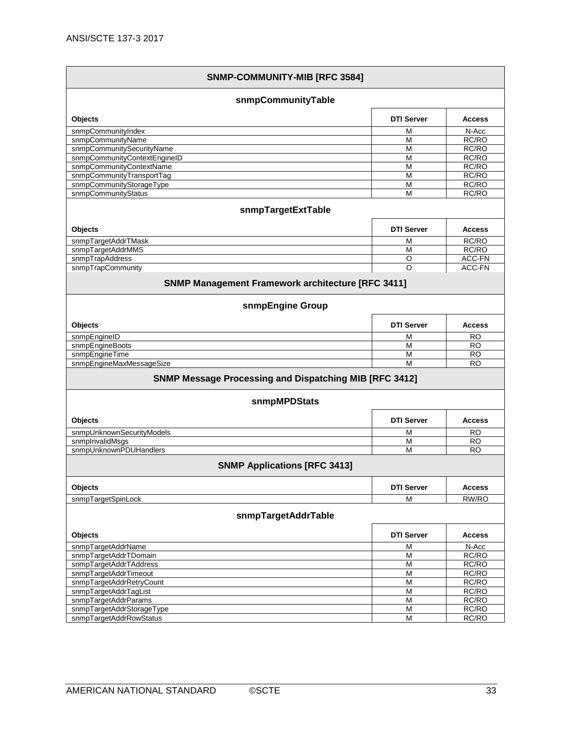| SNMP-COMMUNITY-MIB [RFC 3584] | | |
|---|---|---|
| **snmpCommunityTable** | | |
| **Objects** | **DTI Server** | **Access** |
| snmpCommunityIndex | M | N-Acc |
| snmpCommunityName | M | RC/RO |
| snmpCommunitySecurityName | M | RC/RO |
| snmpCommunityContextEngineID | M | RC/RO |
| snmpCommunityContextName | M | RC/RO |
| snmpCommunityTransportTag | M | RC/RO |
| snmpCommunityStorageType | M | RC/RO |
| snmpCommunityStatus | M | RC/RO |
| **snmpTargetExtTable** | | |
| **Objects** | **DTI Server** | **Access** |
| snmpTargetAddrTMask | M | RC/RO |
| snmpTargetAddrMMS | M | RC/RO |
| snmpTrapAddress | O | ACC-FN |
| snmpTrapCommunity | O | ACC-FN |
| **SNMP Management Framework architecture [RFC 3411]** | | |
| **snmpEngine Group** | | |
| **Objects** | **DTI Server** | **Access** |
| snmpEngineID | M | RO |
| snmpEngineBoots | M | RO |
| snmpEngineTime | M | RO |
| snmpEngineMaxMessageSize | M | RO |
| **SNMP Message Processing and Dispatching MIB [RFC 3412]** | | |
| **snmpMPDStats** | | |
| **Objects** | **DTI Server** | **Access** |
| snmpUnknownSecurityModels | M | RO |
| snmpInvalidMsgs | M | RO |
| snmpUnknownPDUHandlers | M | RO |
| **SNMP Applications [RFC 3413]** | | |
| **Objects** | **DTI Server** | **Access** |
| snmpTargetSpinLock | M | RW/RO |
| **snmpTargetAddrTable** | | |
| **Objects** | **DTI Server** | **Access** |
| snmpTargetAddrName | M | N-Acc |
| snmpTargetAddrTDomain | M | RC/RO |
| snmpTargetAddrTAddress | M | RC/RO |
| snmpTargetAddrTimeout | M | RC/RO |
| snmpTargetAddrRetryCount | M | RC/RO |
| snmpTargetAddrTagList | M | RC/RO |
| snmpTargetAddrParams | M | RC/RO |
| snmpTargetAddrStorageType | M | RC/RO |
| snmpTargetAddrRowStatus | M | RC/RO |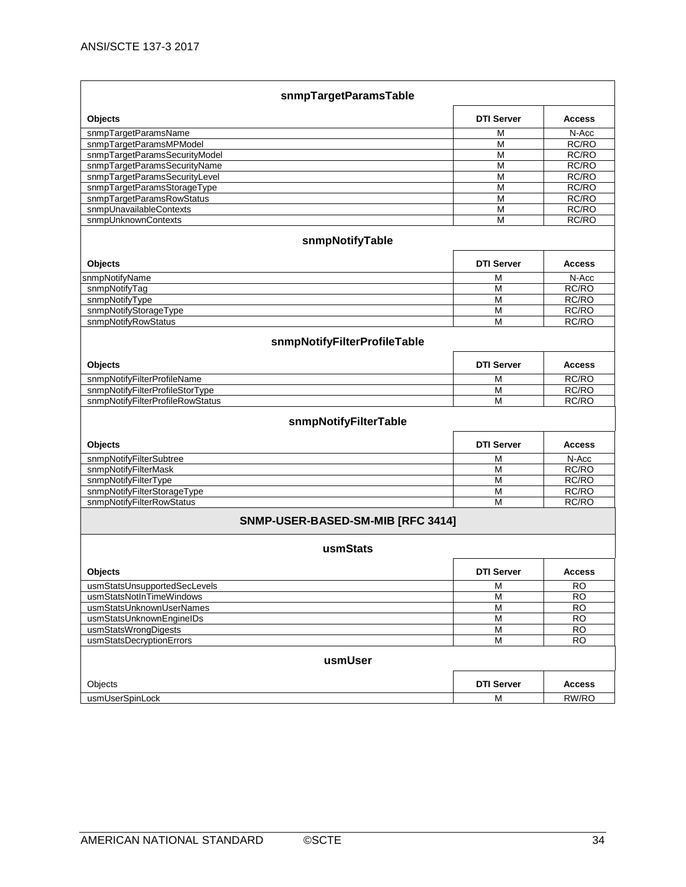| snmpTargetParamsTable | | |
|---|---|---|
| **Objects** | **DTI Server** | **Access** |
| snmpTargetParamsName | M | N-Acc |
| snmpTargetParamsMPModel | M | RC/RO |
| snmpTargetParamsSecurityModel | M | RC/RO |
| snmpTargetParamsSecurityName | M | RC/RO |
| snmpTargetParamsSecurityLevel | M | RC/RO |
| snmpTargetParamsStorageType | M | RC/RO |
| snmpTargetParamsRowStatus | M | RC/RO |
| snmpUnavailableContexts | M | RC/RO |
| snmpUnknownContexts | M | RC/RO |

| snmpNotifyTable | | |
|---|---|---|
| **Objects** | **DTI Server** | **Access** |
| snmpNotifyName | M | N-Acc |
| snmpNotifyTag | M | RC/RO |
| snmpNotifyType | M | RC/RO |
| snmpNotifyStorageType | M | RC/RO |
| snmpNotifyRowStatus | M | RC/RO |

| snmpNotifyFilterProfileTable | | |
|---|---|---|
| **Objects** | **DTI Server** | **Access** |
| snmpNotifyFilterProfileName | M | RC/RO |
| snmpNotifyFilterProfileStorType | M | RC/RO |
| snmpNotifyFilterProfileRowStatus | M | RC/RO |

| snmpNotifyFilterTable | | |
|---|---|---|
| **Objects** | **DTI Server** | **Access** |
| snmpNotifyFilterSubtree | M | N-Acc |
| snmpNotifyFilterMask | M | RC/RO |
| snmpNotifyFilterType | M | RC/RO |
| snmpNotifyFilterStorageType | M | RC/RO |
| snmpNotifyFilterRowStatus | M | RC/RO |

**SNMP-USER-BASED-SM-MIB [RFC 3414]**

| usmStats | | |
|---|---|---|
| **Objects** | **DTI Server** | **Access** |
| usmStatsUnsupportedSecLevels | M | RO |
| usmStatsNotInTimeWindows | M | RO |
| usmStatsUnknownUserNames | M | RO |
| usmStatsUnknownEngineIDs | M | RO |
| usmStatsWrongDigests | M | RO |
| usmStatsDecryptionErrors | M | RO |

| usmUser | | |
|---|---|---|
| Objects | **DTI Server** | **Access** |
| usmUserSpinLock | M | RW/RO |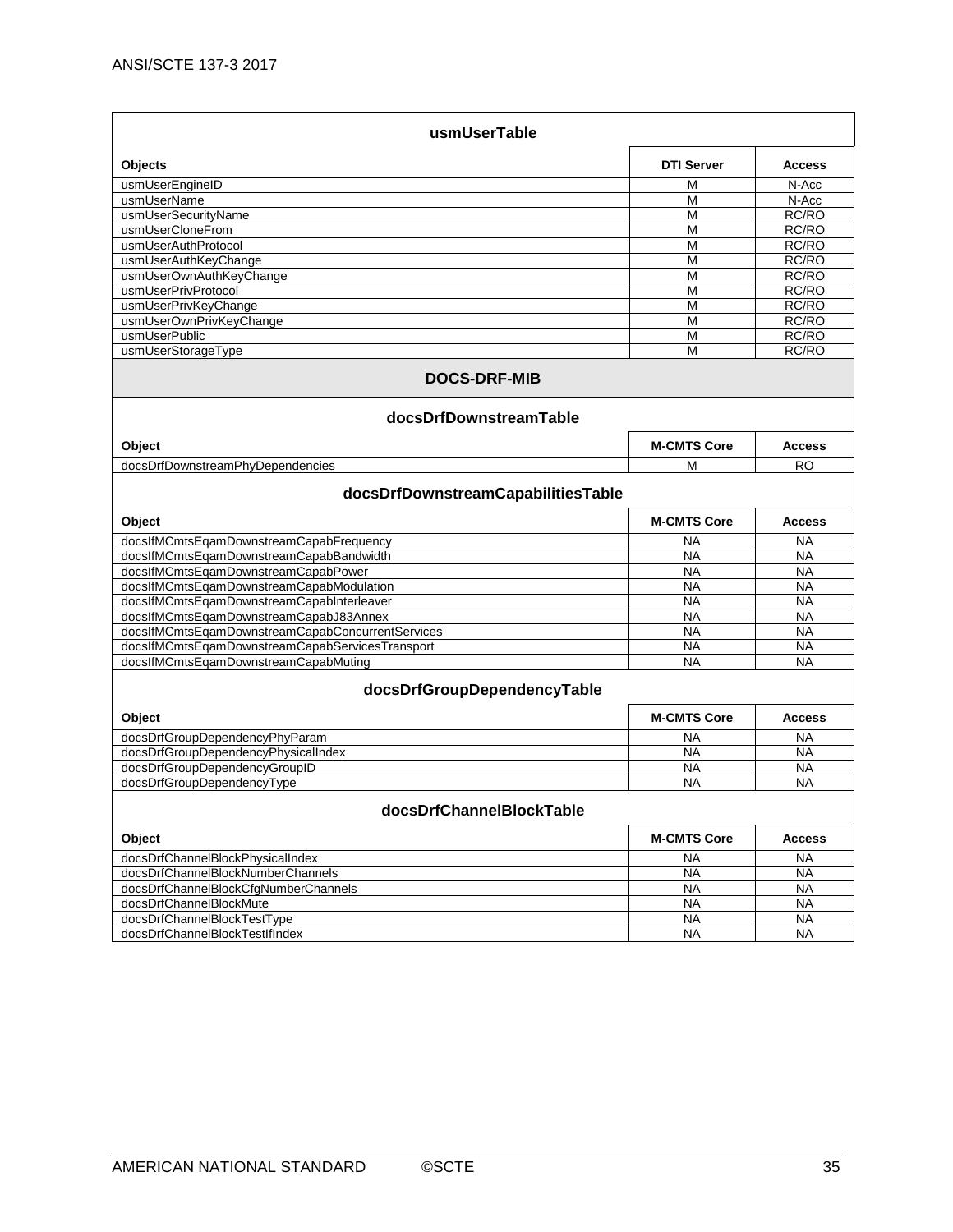| usmUserTable | | |
|---|---|---|
| **Objects** | **DTI Server** | **Access** |
| usmUserEngineID | M | N-Acc |
| usmUserName | M | N-Acc |
| usmUserSecurityName | M | RC/RO |
| usmUserCloneFrom | M | RC/RO |
| usmUserAuthProtocol | M | RC/RO |
| usmUserAuthKeyChange | M | RC/RO |
| usmUserOwnAuthKeyChange | M | RC/RO |
| usmUserPrivProtocol | M | RC/RO |
| usmUserPrivKeyChange | M | RC/RO |
| usmUserOwnPrivKeyChange | M | RC/RO |
| usmUserPublic | M | RC/RO |
| usmUserStorageType | M | RC/RO |

**DOCS-DRF-MIB**

| docsDrfDownstreamTable | | |
|---|---|---|
| **Object** | **M-CMTS Core** | **Access** |
| docsDrfDownstreamPhyDependencies | M | RO |

| docsDrfDownstreamCapabilitiesTable | | |
|---|---|---|
| **Object** | **M-CMTS Core** | **Access** |
| docsIfMCmtsEqamDownstreamCapabFrequency | NA | NA |
| docsIfMCmtsEqamDownstreamCapabBandwidth | NA | NA |
| docsIfMCmtsEqamDownstreamCapabPower | NA | NA |
| docsIfMCmtsEqamDownstreamCapabModulation | NA | NA |
| docsIfMCmtsEqamDownstreamCapabInterleaver | NA | NA |
| docsIfMCmtsEqamDownstreamCapabJ83Annex | NA | NA |
| docsIfMCmtsEqamDownstreamCapabConcurrentServices | NA | NA |
| docsIfMCmtsEqamDownstreamCapabServicesTransport | NA | NA |
| docsIfMCmtsEqamDownstreamCapabMuting | NA | NA |

| docsDrfGroupDependencyTable | | |
|---|---|---|
| **Object** | **M-CMTS Core** | **Access** |
| docsDrfGroupDependencyPhyParam | NA | NA |
| docsDrfGroupDependencyPhysicalIndex | NA | NA |
| docsDrfGroupDependencyGroupID | NA | NA |
| docsDrfGroupDependencyType | NA | NA |

| docsDrfChannelBlockTable | | |
|---|---|---|
| **Object** | **M-CMTS Core** | **Access** |
| docsDrfChannelBlockPhysicalIndex | NA | NA |
| docsDrfChannelBlockNumberChannels | NA | NA |
| docsDrfChannelBlockCfgNumberChannels | NA | NA |
| docsDrfChannelBlockMute | NA | NA |
| docsDrfChannelBlockTestType | NA | NA |
| docsDrfChannelBlockTestIfIndex | NA | NA |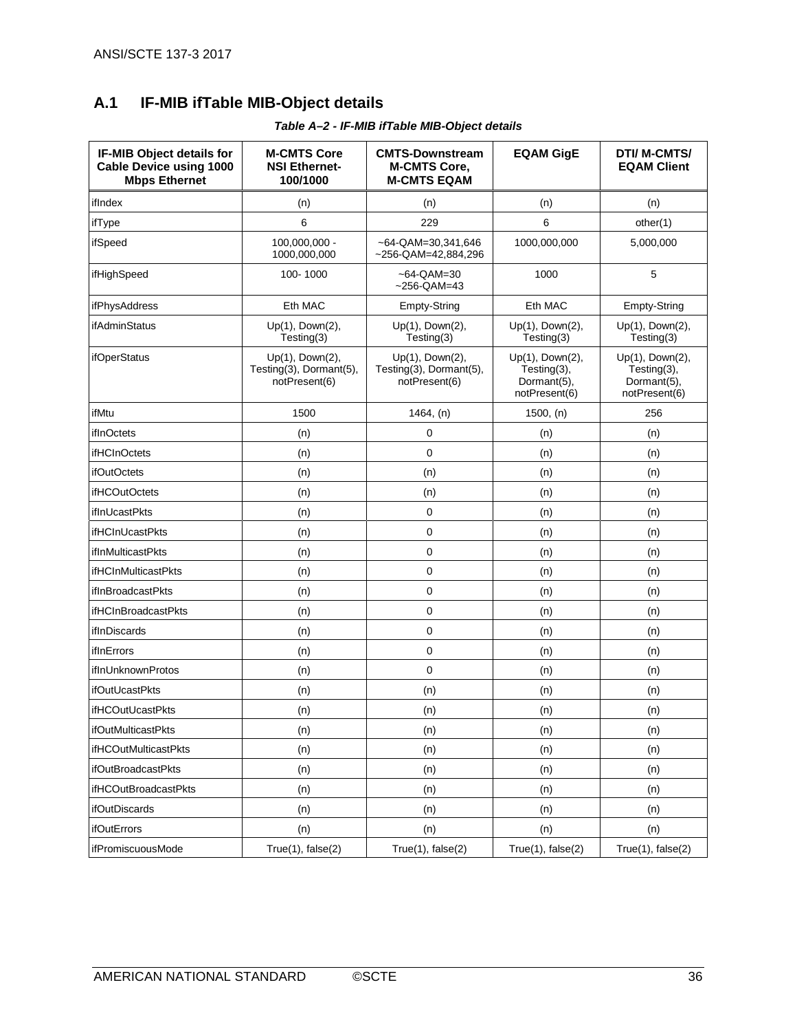## A.1 IF-MIB ifTable MIB-Object details

*Table A–2 - IF-MIB ifTable MIB-Object details*

| IF-MIB Object details for Cable Device using 1000 Mbps Ethernet | M-CMTS Core NSI Ethernet-100/1000 | CMTS-Downstream M-CMTS Core, M-CMTS EQAM | EQAM GigE | DTI/ M-CMTS/ EQAM Client |
|---|---|---|---|---|
| ifIndex | (n) | (n) | (n) | (n) |
| ifType | 6 | 229 | 6 | other(1) |
| ifSpeed | 100,000,000 - 1000,000,000 | ~64-QAM=30,341,646 ~256-QAM=42,884,296 | 1000,000,000 | 5,000,000 |
| ifHighSpeed | 100- 1000 | ~64-QAM=30 ~256-QAM=43 | 1000 | 5 |
| ifPhysAddress | Eth MAC | Empty-String | Eth MAC | Empty-String |
| ifAdminStatus | Up(1), Down(2), Testing(3) | Up(1), Down(2), Testing(3) | Up(1), Down(2), Testing(3) | Up(1), Down(2), Testing(3) |
| ifOperStatus | Up(1), Down(2), Testing(3), Dormant(5), notPresent(6) | Up(1), Down(2), Testing(3), Dormant(5), notPresent(6) | Up(1), Down(2), Testing(3), Dormant(5), notPresent(6) | Up(1), Down(2), Testing(3), Dormant(5), notPresent(6) |
| ifMtu | 1500 | 1464, (n) | 1500, (n) | 256 |
| ifInOctets | (n) | 0 | (n) | (n) |
| ifHCInOctets | (n) | 0 | (n) | (n) |
| ifOutOctets | (n) | (n) | (n) | (n) |
| ifHCOutOctets | (n) | (n) | (n) | (n) |
| ifInUcastPkts | (n) | 0 | (n) | (n) |
| ifHCInUcastPkts | (n) | 0 | (n) | (n) |
| ifInMulticastPkts | (n) | 0 | (n) | (n) |
| ifHCInMulticastPkts | (n) | 0 | (n) | (n) |
| ifInBroadcastPkts | (n) | 0 | (n) | (n) |
| ifHCInBroadcastPkts | (n) | 0 | (n) | (n) |
| ifInDiscards | (n) | 0 | (n) | (n) |
| ifInErrors | (n) | 0 | (n) | (n) |
| ifInUnknownProtos | (n) | 0 | (n) | (n) |
| ifOutUcastPkts | (n) | (n) | (n) | (n) |
| ifHCOutUcastPkts | (n) | (n) | (n) | (n) |
| ifOutMulticastPkts | (n) | (n) | (n) | (n) |
| ifHCOutMulticastPkts | (n) | (n) | (n) | (n) |
| ifOutBroadcastPkts | (n) | (n) | (n) | (n) |
| ifHCOutBroadcastPkts | (n) | (n) | (n) | (n) |
| ifOutDiscards | (n) | (n) | (n) | (n) |
| ifOutErrors | (n) | (n) | (n) | (n) |
| ifPromiscuousMode | True(1), false(2) | True(1), false(2) | True(1), false(2) | True(1), false(2) |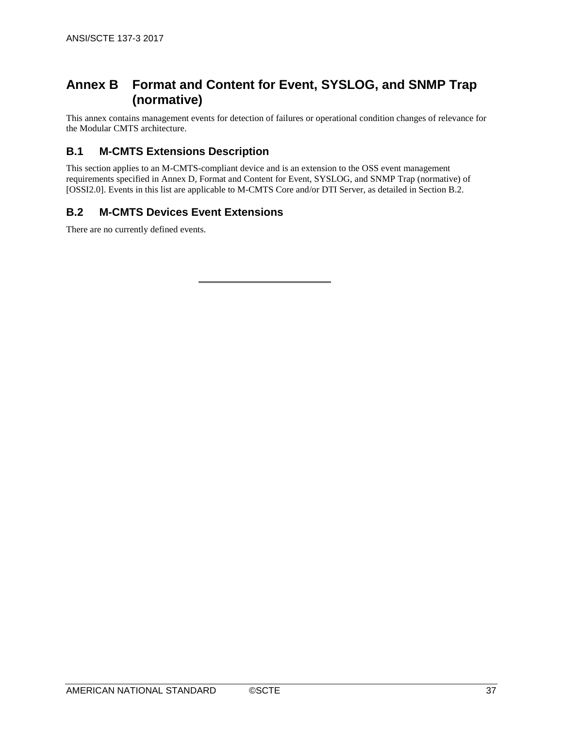# Annex B Format and Content for Event, SYSLOG, and SNMP Trap (normative)

This annex contains management events for detection of failures or operational condition changes of relevance for the Modular CMTS architecture.

## B.1 M-CMTS Extensions Description

This section applies to an M-CMTS-compliant device and is an extension to the OSS event management requirements specified in Annex D, Format and Content for Event, SYSLOG, and SNMP Trap (normative) of [OSSI2.0]. Events in this list are applicable to M-CMTS Core and/or DTI Server, as detailed in Section B.2.

## B.2 M-CMTS Devices Event Extensions

There are no currently defined events.